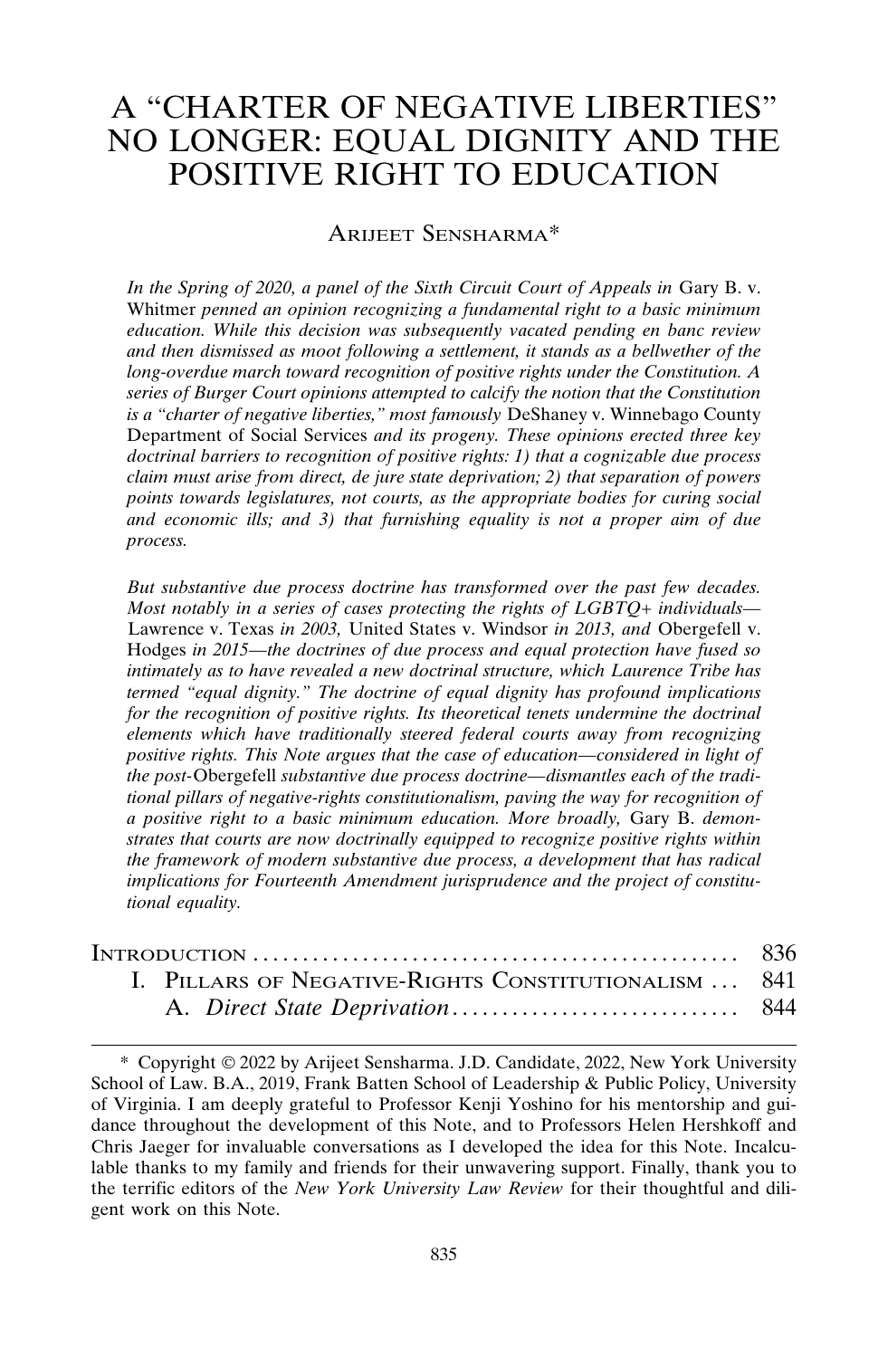# A "CHARTER OF NEGATIVE LIBERTIES" NO LONGER: EQUAL DIGNITY AND THE POSITIVE RIGHT TO EDUCATION

ARIJEET SENSHARMA*

*In the Spring of 2020, a panel of the Sixth Circuit Court of Appeals in* Gary B. v. Whitmer *penned an opinion recognizing a fundamental right to a basic minimum education. While this decision was subsequently vacated pending en banc review and then dismissed as moot following a settlement, it stands as a bellwether of the long-overdue march toward recognition of positive rights under the Constitution. A series of Burger Court opinions attempted to calcify the notion that the Constitution is a "charter of negative liberties," most famously* DeShaney v. Winnebago County Department of Social Services *and its progeny. These opinions erected three key doctrinal barriers to recognition of positive rights: 1) that a cognizable due process claim must arise from direct, de jure state deprivation; 2) that separation of powers points towards legislatures, not courts, as the appropriate bodies for curing social and economic ills; and 3) that furnishing equality is not a proper aim of due process.*

*But substantive due process doctrine has transformed over the past few decades. Most notably in a series of cases protecting the rights of LGBTQ+ individuals—* Lawrence v. Texas *in 2003,* United States v. Windsor *in 2013, and* Obergefell v. Hodges *in 2015—the doctrines of due process and equal protection have fused so intimately as to have revealed a new doctrinal structure, which Laurence Tribe has termed "equal dignity." The doctrine of equal dignity has profound implications for the recognition of positive rights. Its theoretical tenets undermine the doctrinal elements which have traditionally steered federal courts away from recognizing positive rights. This Note argues that the case of education—considered in light of the post-*Obergefell *substantive due process doctrine—dismantles each of the traditional pillars of negative-rights constitutionalism, paving the way for recognition of a positive right to a basic minimum education. More broadly,* Gary B. *demonstrates that courts are now doctrinally equipped to recognize positive rights within the framework of modern substantive due process, a development that has radical implications for Fourteenth Amendment jurisprudence and the project of constitutional equality.*

| | |
|---|---|
| INTRODUCTION | 836 |
| I. PILLARS OF NEGATIVE-RIGHTS CONSTITUTIONALISM | 841 |
| A. *Direct State Deprivation* | 844 |

\* Copyright © 2022 by Arijeet Sensharma. J.D. Candidate, 2022, New York University School of Law. B.A., 2019, Frank Batten School of Leadership & Public Policy, University of Virginia. I am deeply grateful to Professor Kenji Yoshino for his mentorship and guidance throughout the development of this Note, and to Professors Helen Hershkoff and Chris Jaeger for invaluable conversations as I developed the idea for this Note. Incalculable thanks to my family and friends for their unwavering support. Finally, thank you to the terrific editors of the *New York University Law Review* for their thoughtful and diligent work on this Note.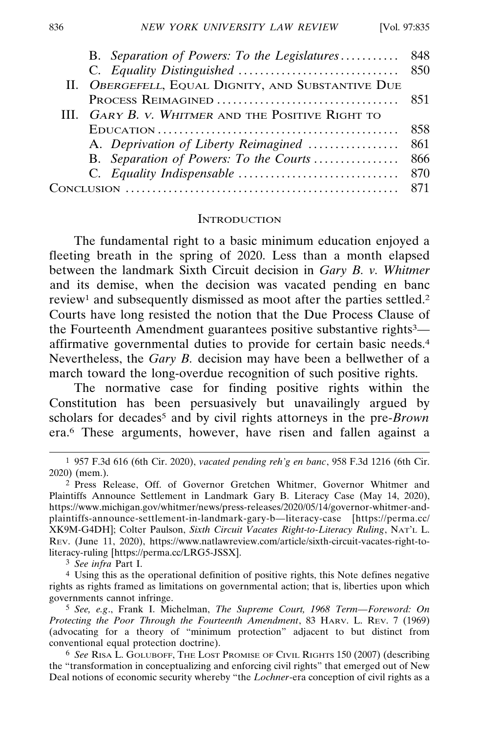B. *Separation of Powers: To the Legislatures* .......... 848
C. *Equality Distinguished* .......... 850

II. *Obergefell*, Equal Dignity, and Substantive Due Process Reimagined .......... 851

III. *Gary B. v. Whitmer* and the Positive Right to Education .......... 858
A. *Deprivation of Liberty Reimagined* .......... 861
B. *Separation of Powers: To the Courts* .......... 866
C. *Equality Indispensable* .......... 870

Conclusion .......... 871

## Introduction

The fundamental right to a basic minimum education enjoyed a fleeting breath in the spring of 2020. Less than a month elapsed between the landmark Sixth Circuit decision in *Gary B. v. Whitmer* and its demise, when the decision was vacated pending en banc review[1] and subsequently dismissed as moot after the parties settled.[2] Courts have long resisted the notion that the Due Process Clause of the Fourteenth Amendment guarantees positive substantive rights[3]—affirmative governmental duties to provide for certain basic needs.[4] Nevertheless, the *Gary B.* decision may have been a bellwether of a march toward the long-overdue recognition of such positive rights.

The normative case for finding positive rights within the Constitution has been persuasively but unavailingly argued by scholars for decades[5] and by civil rights attorneys in the pre-*Brown* era.[6] These arguments, however, have risen and fallen against a

---

1 957 F.3d 616 (6th Cir. 2020), *vacated pending reh'g en banc*, 958 F.3d 1216 (6th Cir. 2020) (mem.).

2 Press Release, Off. of Governor Gretchen Whitmer, Governor Whitmer and Plaintiffs Announce Settlement in Landmark Gary B. Literacy Case (May 14, 2020), https://www.michigan.gov/whitmer/news/press-releases/2020/05/14/governor-whitmer-and-plaintiffs-announce-settlement-in-landmark-gary-b—literacy-case [https://perma.cc/XK9M-G4DH]; Colter Paulson, *Sixth Circuit Vacates Right-to-Literacy Ruling*, Nat'l L. Rev. (June 11, 2020), https://www.natlawreview.com/article/sixth-circuit-vacates-right-to-literacy-ruling [https://perma.cc/LRG5-JSSX].

3 *See infra* Part I.

4 Using this as the operational definition of positive rights, this Note defines negative rights as rights framed as limitations on governmental action; that is, liberties upon which governments cannot infringe.

5 *See, e.g.*, Frank I. Michelman, *The Supreme Court, 1968 Term—Foreword: On Protecting the Poor Through the Fourteenth Amendment*, 83 Harv. L. Rev. 7 (1969) (advocating for a theory of "minimum protection" adjacent to but distinct from conventional equal protection doctrine).

6 *See* Risa L. Goluboff, The Lost Promise of Civil Rights 150 (2007) (describing the "transformation in conceptualizing and enforcing civil rights" that emerged out of New Deal notions of economic security whereby "the *Lochner*-era conception of civil rights as a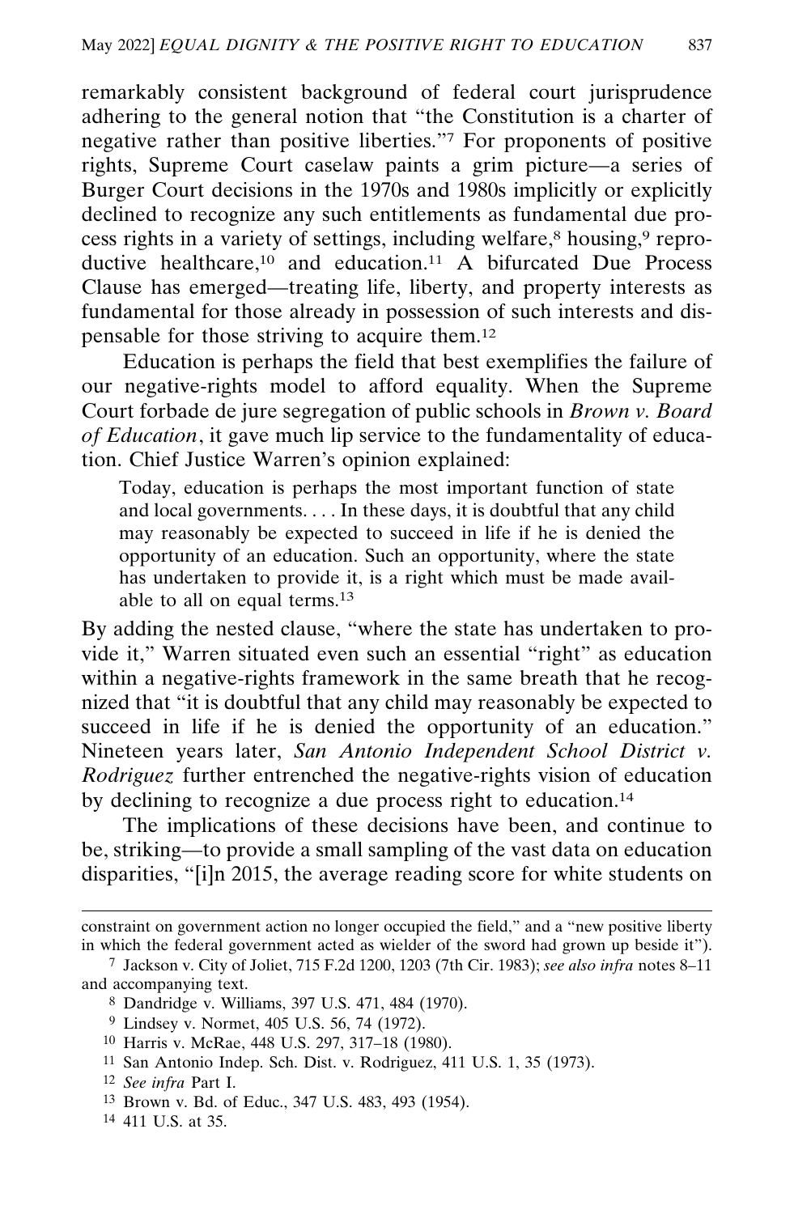remarkably consistent background of federal court jurisprudence adhering to the general notion that "the Constitution is a charter of negative rather than positive liberties."[7] For proponents of positive rights, Supreme Court caselaw paints a grim picture—a series of Burger Court decisions in the 1970s and 1980s implicitly or explicitly declined to recognize any such entitlements as fundamental due process rights in a variety of settings, including welfare,[8] housing,[9] reproductive healthcare,[10] and education.[11] A bifurcated Due Process Clause has emerged—treating life, liberty, and property interests as fundamental for those already in possession of such interests and dispensable for those striving to acquire them.[12]

Education is perhaps the field that best exemplifies the failure of our negative-rights model to afford equality. When the Supreme Court forbade de jure segregation of public schools in *Brown v. Board of Education*, it gave much lip service to the fundamentality of education. Chief Justice Warren's opinion explained:

> Today, education is perhaps the most important function of state and local governments. . . . In these days, it is doubtful that any child may reasonably be expected to succeed in life if he is denied the opportunity of an education. Such an opportunity, where the state has undertaken to provide it, is a right which must be made available to all on equal terms.[13]

By adding the nested clause, "where the state has undertaken to provide it," Warren situated even such an essential "right" as education within a negative-rights framework in the same breath that he recognized that "it is doubtful that any child may reasonably be expected to succeed in life if he is denied the opportunity of an education." Nineteen years later, *San Antonio Independent School District v. Rodriguez* further entrenched the negative-rights vision of education by declining to recognize a due process right to education.[14]

The implications of these decisions have been, and continue to be, striking—to provide a small sampling of the vast data on education disparities, "[i]n 2015, the average reading score for white students on

---

constraint on government action no longer occupied the field," and a "new positive liberty in which the federal government acted as wielder of the sword had grown up beside it").

[7] Jackson v. City of Joliet, 715 F.2d 1200, 1203 (7th Cir. 1983); *see also infra* notes 8–11 and accompanying text.

[8] Dandridge v. Williams, 397 U.S. 471, 484 (1970).

[9] Lindsey v. Normet, 405 U.S. 56, 74 (1972).

[10] Harris v. McRae, 448 U.S. 297, 317–18 (1980).

[11] San Antonio Indep. Sch. Dist. v. Rodriguez, 411 U.S. 1, 35 (1973).

[12] *See infra* Part I.

[13] Brown v. Bd. of Educ., 347 U.S. 483, 493 (1954).

[14] 411 U.S. at 35.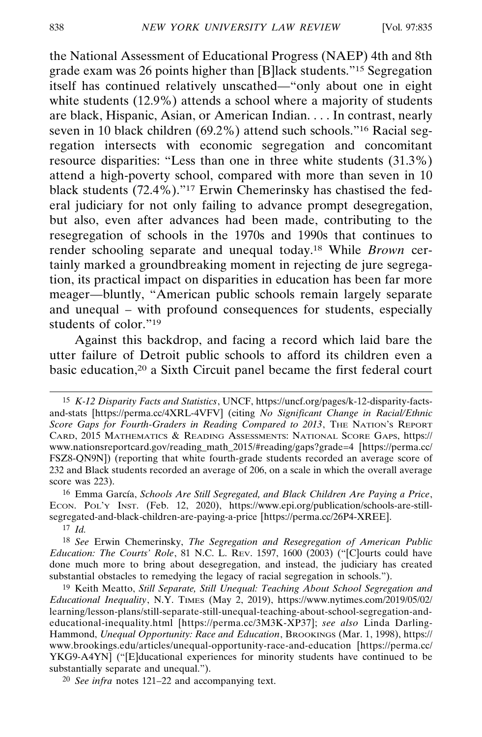the National Assessment of Educational Progress (NAEP) 4th and 8th grade exam was 26 points higher than [B]lack students."[15] Segregation itself has continued relatively unscathed—"only about one in eight white students (12.9%) attends a school where a majority of students are black, Hispanic, Asian, or American Indian. . . . In contrast, nearly seven in 10 black children (69.2%) attend such schools."[16] Racial segregation intersects with economic segregation and concomitant resource disparities: "Less than one in three white students (31.3%) attend a high-poverty school, compared with more than seven in 10 black students (72.4%)."[17] Erwin Chemerinsky has chastised the federal judiciary for not only failing to advance prompt desegregation, but also, even after advances had been made, contributing to the resegregation of schools in the 1970s and 1990s that continues to render schooling separate and unequal today.[18] While *Brown* certainly marked a groundbreaking moment in rejecting de jure segregation, its practical impact on disparities in education has been far more meager—bluntly, "American public schools remain largely separate and unequal – with profound consequences for students, especially students of color."[19]

Against this backdrop, and facing a record which laid bare the utter failure of Detroit public schools to afford its children even a basic education,[20] a Sixth Circuit panel became the first federal court

---

[15] *K-12 Disparity Facts and Statistics*, UNCF, https://uncf.org/pages/k-12-disparity-facts-and-stats [https://perma.cc/4XRL-4VFV] (citing *No Significant Change in Racial/Ethnic Score Gaps for Fourth-Graders in Reading Compared to 2013*, THE NATION'S REPORT CARD, 2015 MATHEMATICS & READING ASSESSMENTS: NATIONAL SCORE GAPS, https://www.nationsreportcard.gov/reading_math_2015/#reading/gaps?grade=4 [https://perma.cc/FSZ8-QN9N]) (reporting that white fourth-grade students recorded an average score of 232 and Black students recorded an average of 206, on a scale in which the overall average score was 223).

[16] Emma García, *Schools Are Still Segregated, and Black Children Are Paying a Price*, ECON. POL'Y INST. (Feb. 12, 2020), https://www.epi.org/publication/schools-are-still-segregated-and-black-children-are-paying-a-price [https://perma.cc/26P4-XREE].

[17] *Id.*

[18] *See* Erwin Chemerinsky, *The Segregation and Resegregation of American Public Education: The Courts' Role*, 81 N.C. L. REV. 1597, 1600 (2003) ("[C]ourts could have done much more to bring about desegregation, and instead, the judiciary has created substantial obstacles to remedying the legacy of racial segregation in schools.").

[19] Keith Meatto, *Still Separate, Still Unequal: Teaching About School Segregation and Educational Inequality*, N.Y. TIMES (May 2, 2019), https://www.nytimes.com/2019/05/02/learning/lesson-plans/still-separate-still-unequal-teaching-about-school-segregation-and-educational-inequality.html [https://perma.cc/3M3K-XP37]; *see also* Linda Darling-Hammond, *Unequal Opportunity: Race and Education*, BROOKINGS (Mar. 1, 1998), https://www.brookings.edu/articles/unequal-opportunity-race-and-education [https://perma.cc/YKG9-A4YN] ("[E]ducational experiences for minority students have continued to be substantially separate and unequal.").

[20] *See infra* notes 121–22 and accompanying text.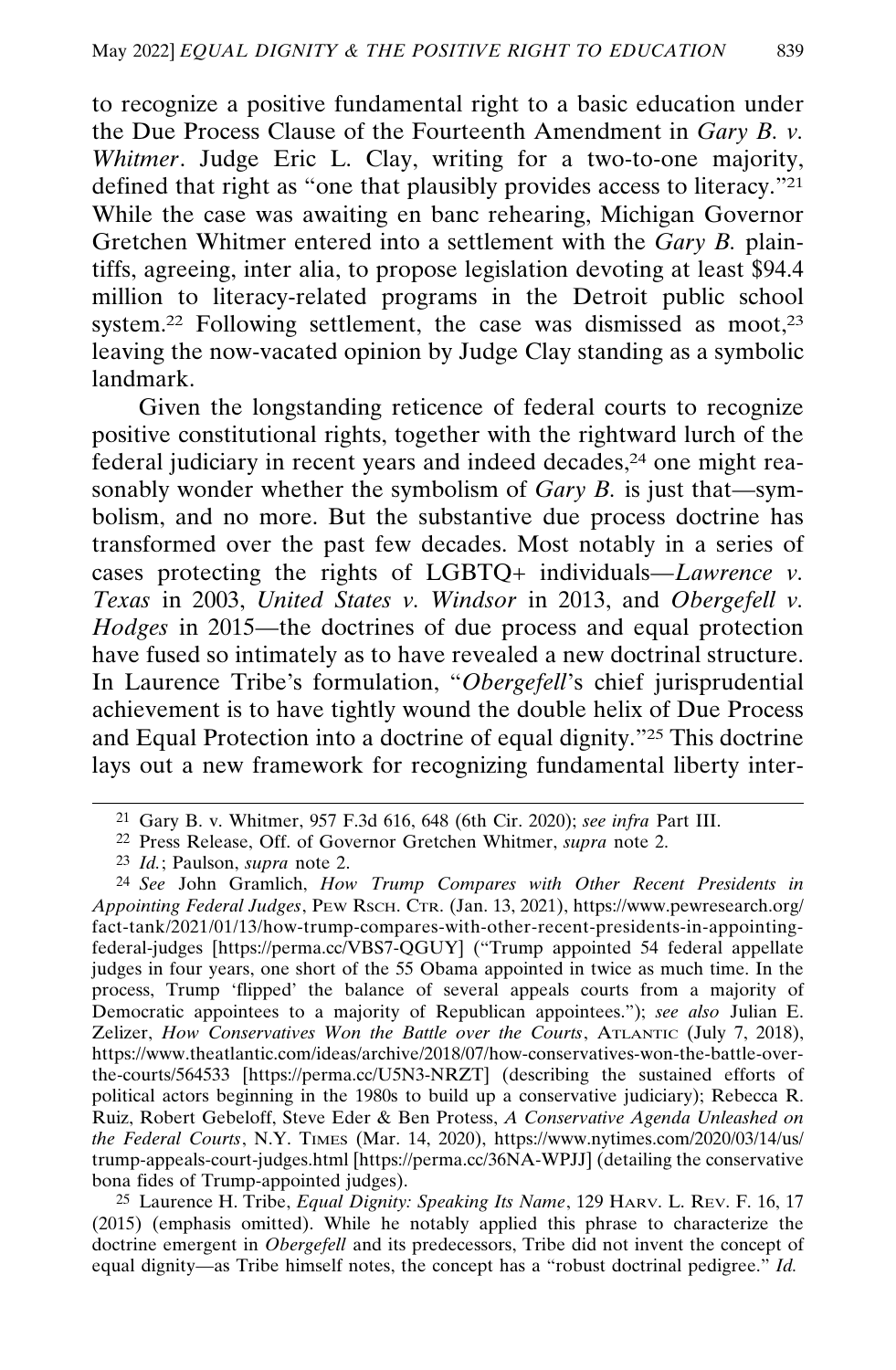to recognize a positive fundamental right to a basic education under the Due Process Clause of the Fourteenth Amendment in *Gary B. v. Whitmer*. Judge Eric L. Clay, writing for a two-to-one majority, defined that right as "one that plausibly provides access to literacy."[21] While the case was awaiting en banc rehearing, Michigan Governor Gretchen Whitmer entered into a settlement with the *Gary B.* plaintiffs, agreeing, inter alia, to propose legislation devoting at least $94.4 million to literacy-related programs in the Detroit public school system.[22] Following settlement, the case was dismissed as moot,[23] leaving the now-vacated opinion by Judge Clay standing as a symbolic landmark.

Given the longstanding reticence of federal courts to recognize positive constitutional rights, together with the rightward lurch of the federal judiciary in recent years and indeed decades,[24] one might reasonably wonder whether the symbolism of *Gary B.* is just that—symbolism, and no more. But the substantive due process doctrine has transformed over the past few decades. Most notably in a series of cases protecting the rights of LGBTQ+ individuals—*Lawrence v. Texas* in 2003, *United States v. Windsor* in 2013, and *Obergefell v. Hodges* in 2015—the doctrines of due process and equal protection have fused so intimately as to have revealed a new doctrinal structure. In Laurence Tribe's formulation, "*Obergefell*'s chief jurisprudential achievement is to have tightly wound the double helix of Due Process and Equal Protection into a doctrine of equal dignity."[25] This doctrine lays out a new framework for recognizing fundamental liberty inter-

---

[21] Gary B. v. Whitmer, 957 F.3d 616, 648 (6th Cir. 2020); *see infra* Part III.

[22] Press Release, Off. of Governor Gretchen Whitmer, *supra* note 2.

[23] *Id.*; Paulson, *supra* note 2.

[24] *See* John Gramlich, *How Trump Compares with Other Recent Presidents in Appointing Federal Judges*, PEW RSCH. CTR. (Jan. 13, 2021), https://www.pewresearch.org/fact-tank/2021/01/13/how-trump-compares-with-other-recent-presidents-in-appointing-federal-judges [https://perma.cc/VBS7-QGUY] ("Trump appointed 54 federal appellate judges in four years, one short of the 55 Obama appointed in twice as much time. In the process, Trump 'flipped' the balance of several appeals courts from a majority of Democratic appointees to a majority of Republican appointees."); *see also* Julian E. Zelizer, *How Conservatives Won the Battle over the Courts*, ATLANTIC (July 7, 2018), https://www.theatlantic.com/ideas/archive/2018/07/how-conservatives-won-the-battle-over-the-courts/564533 [https://perma.cc/U5N3-NRZT] (describing the sustained efforts of political actors beginning in the 1980s to build up a conservative judiciary); Rebecca R. Ruiz, Robert Gebeloff, Steve Eder & Ben Protess, *A Conservative Agenda Unleashed on the Federal Courts*, N.Y. TIMES (Mar. 14, 2020), https://www.nytimes.com/2020/03/14/us/trump-appeals-court-judges.html [https://perma.cc/36NA-WPJJ] (detailing the conservative bona fides of Trump-appointed judges).

[25] Laurence H. Tribe, *Equal Dignity: Speaking Its Name*, 129 HARV. L. REV. F. 16, 17 (2015) (emphasis omitted). While he notably applied this phrase to characterize the doctrine emergent in *Obergefell* and its predecessors, Tribe did not invent the concept of equal dignity—as Tribe himself notes, the concept has a "robust doctrinal pedigree." *Id.*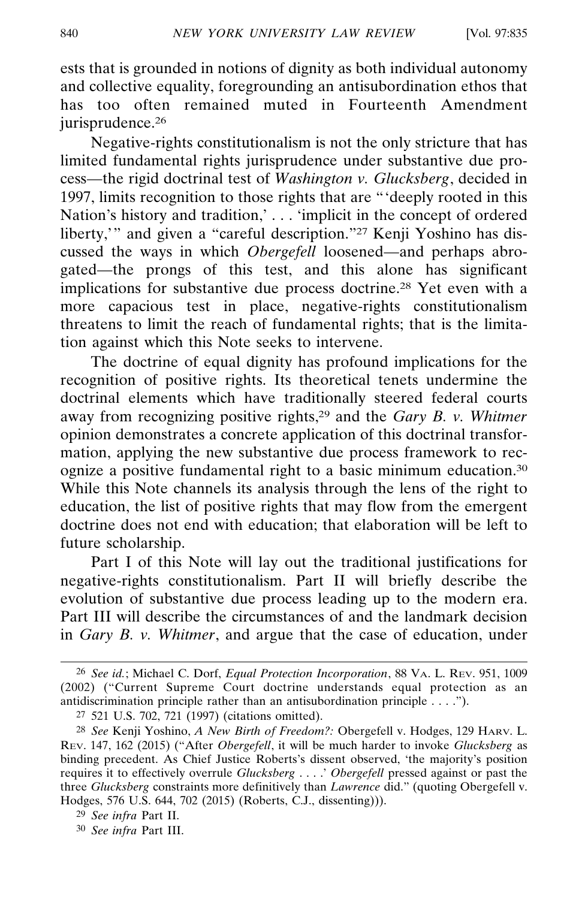ests that is grounded in notions of dignity as both individual autonomy and collective equality, foregrounding an antisubordination ethos that has too often remained muted in Fourteenth Amendment jurisprudence.[26]

Negative-rights constitutionalism is not the only stricture that has limited fundamental rights jurisprudence under substantive due process—the rigid doctrinal test of *Washington v. Glucksberg*, decided in 1997, limits recognition to those rights that are "'deeply rooted in this Nation's history and tradition,' . . . 'implicit in the concept of ordered liberty,'" and given a "careful description."[27] Kenji Yoshino has discussed the ways in which *Obergefell* loosened—and perhaps abrogated—the prongs of this test, and this alone has significant implications for substantive due process doctrine.[28] Yet even with a more capacious test in place, negative-rights constitutionalism threatens to limit the reach of fundamental rights; that is the limitation against which this Note seeks to intervene.

The doctrine of equal dignity has profound implications for the recognition of positive rights. Its theoretical tenets undermine the doctrinal elements which have traditionally steered federal courts away from recognizing positive rights,[29] and the *Gary B. v. Whitmer* opinion demonstrates a concrete application of this doctrinal transformation, applying the new substantive due process framework to recognize a positive fundamental right to a basic minimum education.[30] While this Note channels its analysis through the lens of the right to education, the list of positive rights that may flow from the emergent doctrine does not end with education; that elaboration will be left to future scholarship.

Part I of this Note will lay out the traditional justifications for negative-rights constitutionalism. Part II will briefly describe the evolution of substantive due process leading up to the modern era. Part III will describe the circumstances of and the landmark decision in *Gary B. v. Whitmer*, and argue that the case of education, under

---

[26] *See id.*; Michael C. Dorf, *Equal Protection Incorporation*, 88 VA. L. REV. 951, 1009 (2002) ("Current Supreme Court doctrine understands equal protection as an antidiscrimination principle rather than an antisubordination principle . . . .").

[27] 521 U.S. 702, 721 (1997) (citations omitted).

[28] *See* Kenji Yoshino, *A New Birth of Freedom?:* Obergefell v. Hodges, 129 HARV. L. REV. 147, 162 (2015) ("After *Obergefell*, it will be much harder to invoke *Glucksberg* as binding precedent. As Chief Justice Roberts's dissent observed, 'the majority's position requires it to effectively overrule *Glucksberg* . . . .' *Obergefell* pressed against or past the three *Glucksberg* constraints more definitively than *Lawrence* did." (quoting Obergefell v. Hodges, 576 U.S. 644, 702 (2015) (Roberts, C.J., dissenting))).

[29] *See infra* Part II.

[30] *See infra* Part III.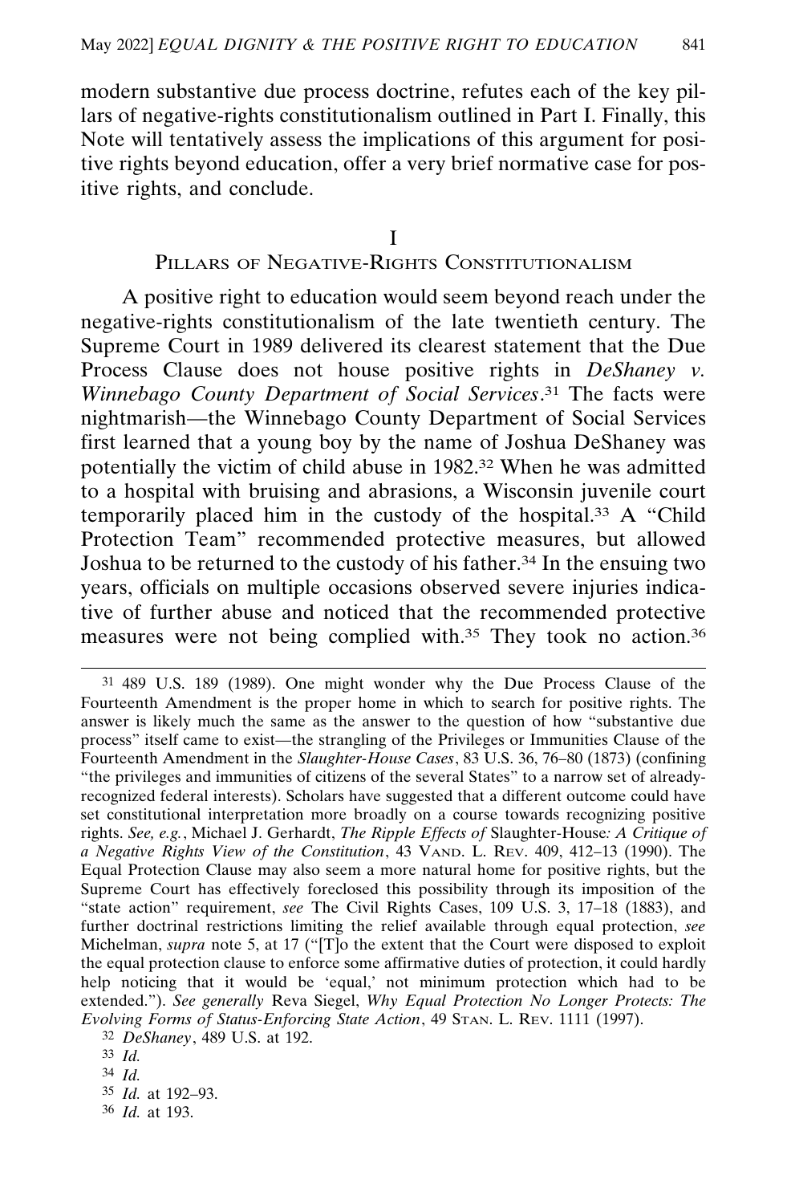modern substantive due process doctrine, refutes each of the key pillars of negative-rights constitutionalism outlined in Part I. Finally, this Note will tentatively assess the implications of this argument for positive rights beyond education, offer a very brief normative case for positive rights, and conclude.

## I
## Pillars of Negative-Rights Constitutionalism

A positive right to education would seem beyond reach under the negative-rights constitutionalism of the late twentieth century. The Supreme Court in 1989 delivered its clearest statement that the Due Process Clause does not house positive rights in *DeShaney v. Winnebago County Department of Social Services*.[31] The facts were nightmarish—the Winnebago County Department of Social Services first learned that a young boy by the name of Joshua DeShaney was potentially the victim of child abuse in 1982.[32] When he was admitted to a hospital with bruising and abrasions, a Wisconsin juvenile court temporarily placed him in the custody of the hospital.[33] A "Child Protection Team" recommended protective measures, but allowed Joshua to be returned to the custody of his father.[34] In the ensuing two years, officials on multiple occasions observed severe injuries indicative of further abuse and noticed that the recommended protective measures were not being complied with.[35] They took no action.[36]

---

[31] 489 U.S. 189 (1989). One might wonder why the Due Process Clause of the Fourteenth Amendment is the proper home in which to search for positive rights. The answer is likely much the same as the answer to the question of how "substantive due process" itself came to exist—the strangling of the Privileges or Immunities Clause of the Fourteenth Amendment in the *Slaughter-House Cases*, 83 U.S. 36, 76–80 (1873) (confining "the privileges and immunities of citizens of the several States" to a narrow set of already-recognized federal interests). Scholars have suggested that a different outcome could have set constitutional interpretation more broadly on a course towards recognizing positive rights. *See, e.g.*, Michael J. Gerhardt, *The Ripple Effects of* Slaughter-House*: A Critique of a Negative Rights View of the Constitution*, 43 Vand. L. Rev. 409, 412–13 (1990). The Equal Protection Clause may also seem a more natural home for positive rights, but the Supreme Court has effectively foreclosed this possibility through its imposition of the "state action" requirement, *see* The Civil Rights Cases, 109 U.S. 3, 17–18 (1883), and further doctrinal restrictions limiting the relief available through equal protection, *see* Michelman, *supra* note 5, at 17 ("[T]o the extent that the Court were disposed to exploit the equal protection clause to enforce some affirmative duties of protection, it could hardly help noticing that it would be 'equal,' not minimum protection which had to be extended."). *See generally* Reva Siegel, *Why Equal Protection No Longer Protects: The Evolving Forms of Status-Enforcing State Action*, 49 Stan. L. Rev. 1111 (1997).

[32] *DeShaney*, 489 U.S. at 192.

[33] *Id.*

[34] *Id.*

[35] *Id.* at 192–93.

[36] *Id.* at 193.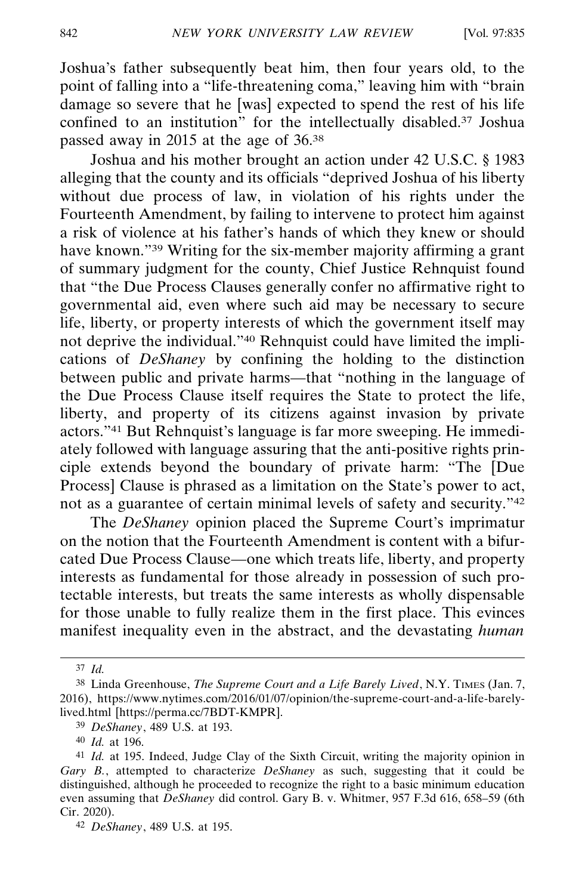Joshua's father subsequently beat him, then four years old, to the point of falling into a "life-threatening coma," leaving him with "brain damage so severe that he [was] expected to spend the rest of his life confined to an institution" for the intellectually disabled.[37] Joshua passed away in 2015 at the age of 36.[38]

Joshua and his mother brought an action under 42 U.S.C. § 1983 alleging that the county and its officials "deprived Joshua of his liberty without due process of law, in violation of his rights under the Fourteenth Amendment, by failing to intervene to protect him against a risk of violence at his father's hands of which they knew or should have known."[39] Writing for the six-member majority affirming a grant of summary judgment for the county, Chief Justice Rehnquist found that "the Due Process Clauses generally confer no affirmative right to governmental aid, even where such aid may be necessary to secure life, liberty, or property interests of which the government itself may not deprive the individual."[40] Rehnquist could have limited the implications of *DeShaney* by confining the holding to the distinction between public and private harms—that "nothing in the language of the Due Process Clause itself requires the State to protect the life, liberty, and property of its citizens against invasion by private actors."[41] But Rehnquist's language is far more sweeping. He immediately followed with language assuring that the anti-positive rights principle extends beyond the boundary of private harm: "The [Due Process] Clause is phrased as a limitation on the State's power to act, not as a guarantee of certain minimal levels of safety and security."[42]

The *DeShaney* opinion placed the Supreme Court's imprimatur on the notion that the Fourteenth Amendment is content with a bifurcated Due Process Clause—one which treats life, liberty, and property interests as fundamental for those already in possession of such protectable interests, but treats the same interests as wholly dispensable for those unable to fully realize them in the first place. This evinces manifest inequality even in the abstract, and the devastating *human*

---

[37] *Id.*

[38] Linda Greenhouse, *The Supreme Court and a Life Barely Lived*, N.Y. TIMES (Jan. 7, 2016), https://www.nytimes.com/2016/01/07/opinion/the-supreme-court-and-a-life-barely-lived.html [https://perma.cc/7BDT-KMPR].

[39] *DeShaney*, 489 U.S. at 193.

[40] *Id.* at 196.

[41] *Id.* at 195. Indeed, Judge Clay of the Sixth Circuit, writing the majority opinion in *Gary B.*, attempted to characterize *DeShaney* as such, suggesting that it could be distinguished, although he proceeded to recognize the right to a basic minimum education even assuming that *DeShaney* did control. Gary B. v. Whitmer, 957 F.3d 616, 658–59 (6th Cir. 2020).

[42] *DeShaney*, 489 U.S. at 195.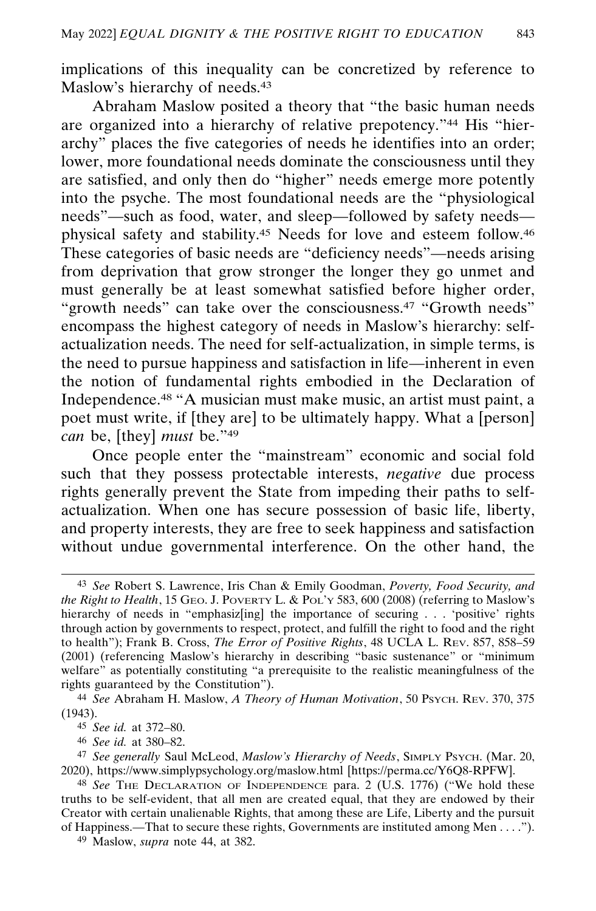implications of this inequality can be concretized by reference to Maslow's hierarchy of needs.[43]

Abraham Maslow posited a theory that "the basic human needs are organized into a hierarchy of relative prepotency."[44] His "hierarchy" places the five categories of needs he identifies into an order; lower, more foundational needs dominate the consciousness until they are satisfied, and only then do "higher" needs emerge more potently into the psyche. The most foundational needs are the "physiological needs"—such as food, water, and sleep—followed by safety needs—physical safety and stability.[45] Needs for love and esteem follow.[46] These categories of basic needs are "deficiency needs"—needs arising from deprivation that grow stronger the longer they go unmet and must generally be at least somewhat satisfied before higher order, "growth needs" can take over the consciousness.[47] "Growth needs" encompass the highest category of needs in Maslow's hierarchy: self-actualization needs. The need for self-actualization, in simple terms, is the need to pursue happiness and satisfaction in life—inherent in even the notion of fundamental rights embodied in the Declaration of Independence.[48] "A musician must make music, an artist must paint, a poet must write, if [they are] to be ultimately happy. What a [person] *can* be, [they] *must* be."[49]

Once people enter the "mainstream" economic and social fold such that they possess protectable interests, *negative* due process rights generally prevent the State from impeding their paths to self-actualization. When one has secure possession of basic life, liberty, and property interests, they are free to seek happiness and satisfaction without undue governmental interference. On the other hand, the

---

[43] *See* Robert S. Lawrence, Iris Chan & Emily Goodman, *Poverty, Food Security, and the Right to Health*, 15 GEO. J. POVERTY L. & POL'Y 583, 600 (2008) (referring to Maslow's hierarchy of needs in "emphasiz[ing] the importance of securing . . . 'positive' rights through action by governments to respect, protect, and fulfill the right to food and the right to health"); Frank B. Cross, *The Error of Positive Rights*, 48 UCLA L. REV. 857, 858–59 (2001) (referencing Maslow's hierarchy in describing "basic sustenance" or "minimum welfare" as potentially constituting "a prerequisite to the realistic meaningfulness of the rights guaranteed by the Constitution").

[44] *See* Abraham H. Maslow, *A Theory of Human Motivation*, 50 PSYCH. REV. 370, 375 (1943).

[45] *See id.* at 372–80.

[46] *See id.* at 380–82.

[47] *See generally* Saul McLeod, *Maslow's Hierarchy of Needs*, SIMPLY PSYCH. (Mar. 20, 2020), https://www.simplypsychology.org/maslow.html [https://perma.cc/Y6Q8-RPFW].

[48] *See* THE DECLARATION OF INDEPENDENCE para. 2 (U.S. 1776) ("We hold these truths to be self-evident, that all men are created equal, that they are endowed by their Creator with certain unalienable Rights, that among these are Life, Liberty and the pursuit of Happiness.—That to secure these rights, Governments are instituted among Men . . . .").

[49] Maslow, *supra* note 44, at 382.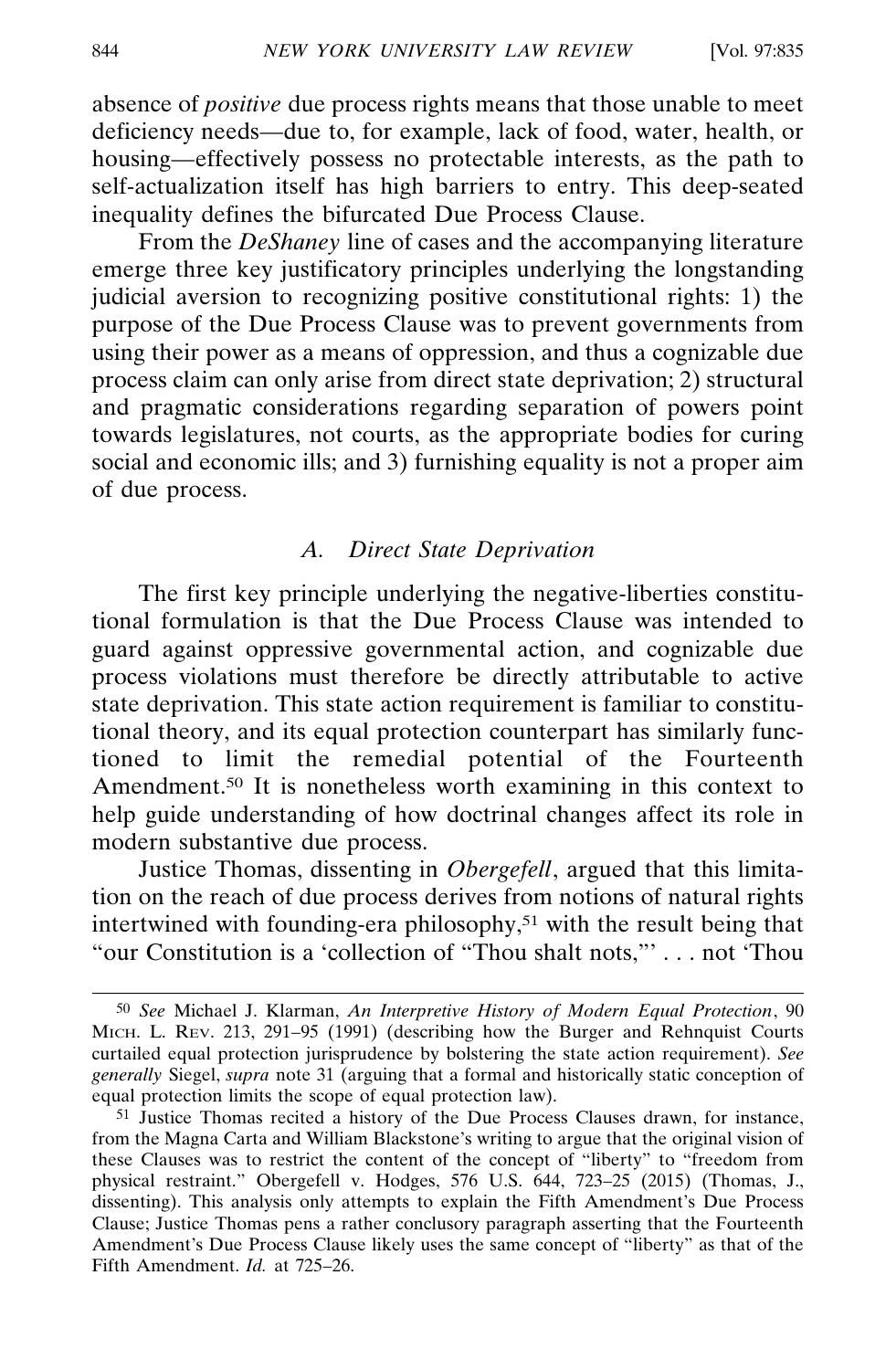absence of *positive* due process rights means that those unable to meet deficiency needs—due to, for example, lack of food, water, health, or housing—effectively possess no protectable interests, as the path to self-actualization itself has high barriers to entry. This deep-seated inequality defines the bifurcated Due Process Clause.

From the *DeShaney* line of cases and the accompanying literature emerge three key justificatory principles underlying the longstanding judicial aversion to recognizing positive constitutional rights: 1) the purpose of the Due Process Clause was to prevent governments from using their power as a means of oppression, and thus a cognizable due process claim can only arise from direct state deprivation; 2) structural and pragmatic considerations regarding separation of powers point towards legislatures, not courts, as the appropriate bodies for curing social and economic ills; and 3) furnishing equality is not a proper aim of due process.

### *A. Direct State Deprivation*

The first key principle underlying the negative-liberties constitutional formulation is that the Due Process Clause was intended to guard against oppressive governmental action, and cognizable due process violations must therefore be directly attributable to active state deprivation. This state action requirement is familiar to constitutional theory, and its equal protection counterpart has similarly functioned to limit the remedial potential of the Fourteenth Amendment.[50] It is nonetheless worth examining in this context to help guide understanding of how doctrinal changes affect its role in modern substantive due process.

Justice Thomas, dissenting in *Obergefell*, argued that this limitation on the reach of due process derives from notions of natural rights intertwined with founding-era philosophy,[51] with the result being that "our Constitution is a 'collection of "Thou shalt nots,"' . . . not 'Thou

---

[50] *See* Michael J. Klarman, *An Interpretive History of Modern Equal Protection*, 90 MICH. L. REV. 213, 291–95 (1991) (describing how the Burger and Rehnquist Courts curtailed equal protection jurisprudence by bolstering the state action requirement). *See generally* Siegel, *supra* note 31 (arguing that a formal and historically static conception of equal protection limits the scope of equal protection law).

[51] Justice Thomas recited a history of the Due Process Clauses drawn, for instance, from the Magna Carta and William Blackstone's writing to argue that the original vision of these Clauses was to restrict the content of the concept of "liberty" to "freedom from physical restraint." Obergefell v. Hodges, 576 U.S. 644, 723–25 (2015) (Thomas, J., dissenting). This analysis only attempts to explain the Fifth Amendment's Due Process Clause; Justice Thomas pens a rather conclusory paragraph asserting that the Fourteenth Amendment's Due Process Clause likely uses the same concept of "liberty" as that of the Fifth Amendment. *Id.* at 725–26.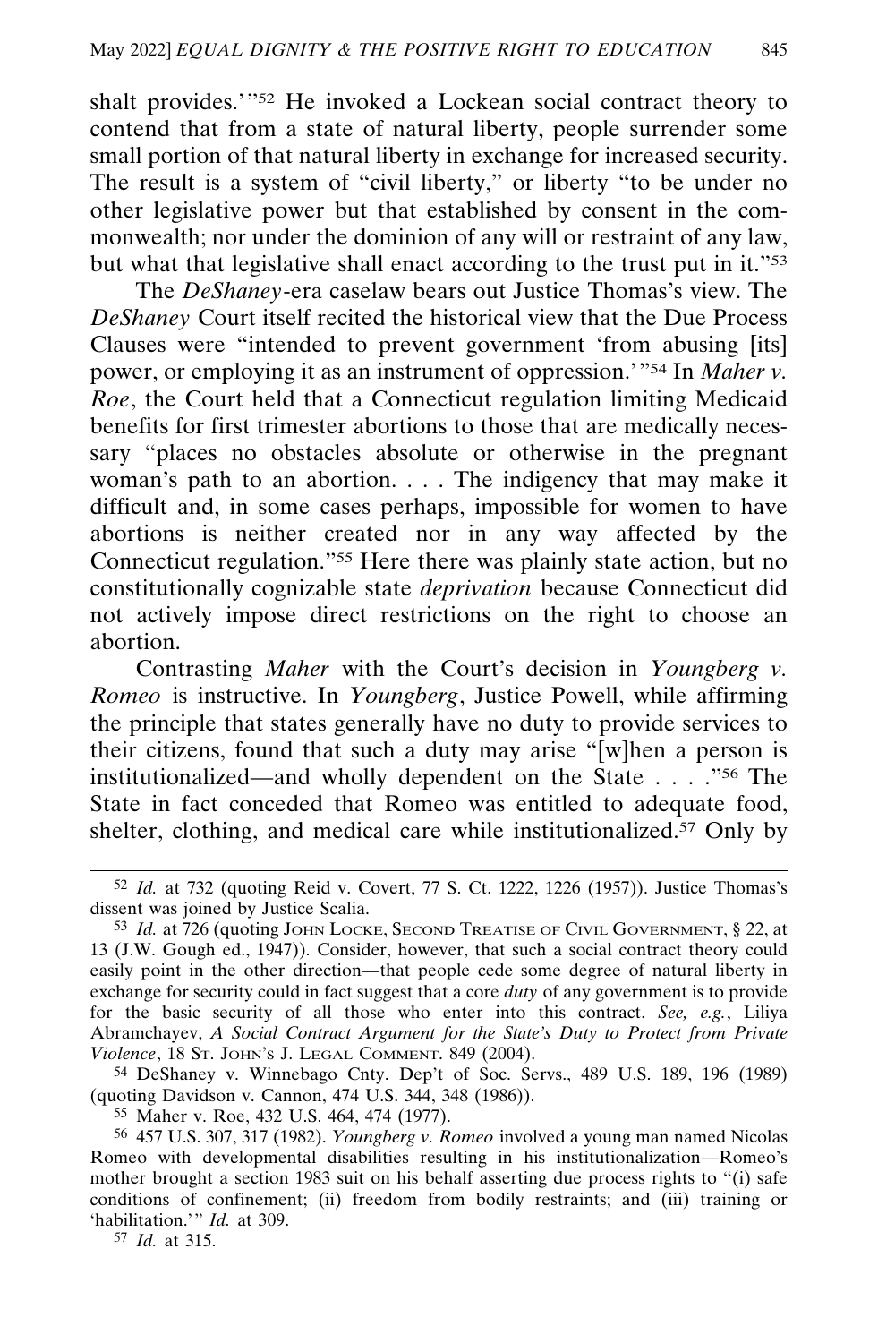shalt provides.'"[52] He invoked a Lockean social contract theory to contend that from a state of natural liberty, people surrender some small portion of that natural liberty in exchange for increased security. The result is a system of "civil liberty," or liberty "to be under no other legislative power but that established by consent in the commonwealth; nor under the dominion of any will or restraint of any law, but what that legislative shall enact according to the trust put in it."[53]

The *DeShaney*-era caselaw bears out Justice Thomas's view. The *DeShaney* Court itself recited the historical view that the Due Process Clauses were "intended to prevent government 'from abusing [its] power, or employing it as an instrument of oppression.'"[54] In *Maher v. Roe*, the Court held that a Connecticut regulation limiting Medicaid benefits for first trimester abortions to those that are medically necessary "places no obstacles absolute or otherwise in the pregnant woman's path to an abortion. . . . The indigency that may make it difficult and, in some cases perhaps, impossible for women to have abortions is neither created nor in any way affected by the Connecticut regulation."[55] Here there was plainly state action, but no constitutionally cognizable state *deprivation* because Connecticut did not actively impose direct restrictions on the right to choose an abortion.

Contrasting *Maher* with the Court's decision in *Youngberg v. Romeo* is instructive. In *Youngberg*, Justice Powell, while affirming the principle that states generally have no duty to provide services to their citizens, found that such a duty may arise "[w]hen a person is institutionalized—and wholly dependent on the State . . . ."[56] The State in fact conceded that Romeo was entitled to adequate food, shelter, clothing, and medical care while institutionalized.[57] Only by

---

[52] *Id.* at 732 (quoting Reid v. Covert, 77 S. Ct. 1222, 1226 (1957)). Justice Thomas's dissent was joined by Justice Scalia.

[53] *Id.* at 726 (quoting JOHN LOCKE, SECOND TREATISE OF CIVIL GOVERNMENT, § 22, at 13 (J.W. Gough ed., 1947)). Consider, however, that such a social contract theory could easily point in the other direction—that people cede some degree of natural liberty in exchange for security could in fact suggest that a core *duty* of any government is to provide for the basic security of all those who enter into this contract. *See, e.g.*, Liliya Abramchayev, *A Social Contract Argument for the State's Duty to Protect from Private Violence*, 18 ST. JOHN'S J. LEGAL COMMENT. 849 (2004).

[54] DeShaney v. Winnebago Cnty. Dep't of Soc. Servs., 489 U.S. 189, 196 (1989) (quoting Davidson v. Cannon, 474 U.S. 344, 348 (1986)).

[55] Maher v. Roe, 432 U.S. 464, 474 (1977).

[56] 457 U.S. 307, 317 (1982). *Youngberg v. Romeo* involved a young man named Nicolas Romeo with developmental disabilities resulting in his institutionalization—Romeo's mother brought a section 1983 suit on his behalf asserting due process rights to "(i) safe conditions of confinement; (ii) freedom from bodily restraints; and (iii) training or 'habilitation.'" *Id.* at 309.

[57] *Id.* at 315.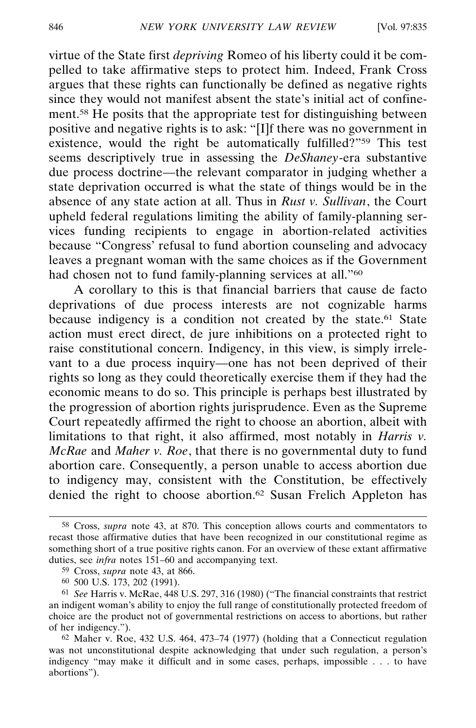virtue of the State first *depriving* Romeo of his liberty could it be compelled to take affirmative steps to protect him. Indeed, Frank Cross argues that these rights can functionally be defined as negative rights since they would not manifest absent the state's initial act of confinement.[58] He posits that the appropriate test for distinguishing between positive and negative rights is to ask: "[I]f there was no government in existence, would the right be automatically fulfilled?"[59] This test seems descriptively true in assessing the *DeShaney*-era substantive due process doctrine—the relevant comparator in judging whether a state deprivation occurred is what the state of things would be in the absence of any state action at all. Thus in *Rust v. Sullivan*, the Court upheld federal regulations limiting the ability of family-planning services funding recipients to engage in abortion-related activities because "Congress' refusal to fund abortion counseling and advocacy leaves a pregnant woman with the same choices as if the Government had chosen not to fund family-planning services at all."[60]

A corollary to this is that financial barriers that cause de facto deprivations of due process interests are not cognizable harms because indigency is a condition not created by the state.[61] State action must erect direct, de jure inhibitions on a protected right to raise constitutional concern. Indigency, in this view, is simply irrelevant to a due process inquiry—one has not been deprived of their rights so long as they could theoretically exercise them if they had the economic means to do so. This principle is perhaps best illustrated by the progression of abortion rights jurisprudence. Even as the Supreme Court repeatedly affirmed the right to choose an abortion, albeit with limitations to that right, it also affirmed, most notably in *Harris v. McRae* and *Maher v. Roe*, that there is no governmental duty to fund abortion care. Consequently, a person unable to access abortion due to indigency may, consistent with the Constitution, be effectively denied the right to choose abortion.[62] Susan Frelich Appleton has

---

[58] Cross, *supra* note 43, at 870. This conception allows courts and commentators to recast those affirmative duties that have been recognized in our constitutional regime as something short of a true positive rights canon. For an overview of these extant affirmative duties, see *infra* notes 151–60 and accompanying text.

[59] Cross, *supra* note 43, at 866.

[60] 500 U.S. 173, 202 (1991).

[61] *See* Harris v. McRae, 448 U.S. 297, 316 (1980) ("The financial constraints that restrict an indigent woman's ability to enjoy the full range of constitutionally protected freedom of choice are the product not of governmental restrictions on access to abortions, but rather of her indigency.").

[62] Maher v. Roe, 432 U.S. 464, 473–74 (1977) (holding that a Connecticut regulation was not unconstitutional despite acknowledging that under such regulation, a person's indigency "may make it difficult and in some cases, perhaps, impossible . . . to have abortions").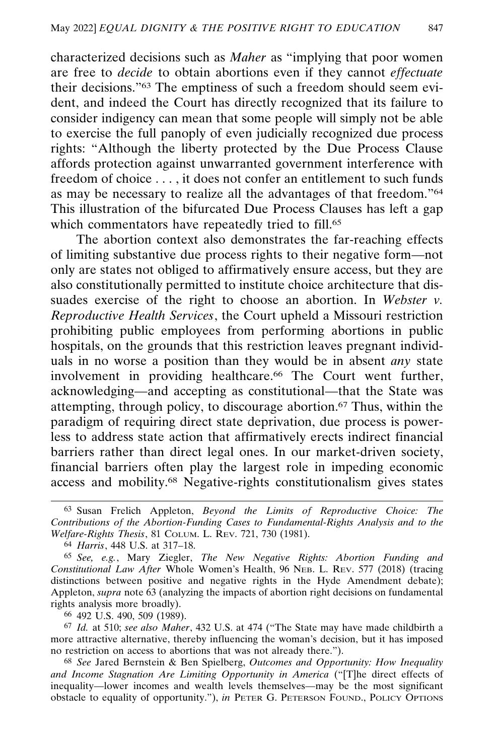characterized decisions such as *Maher* as "implying that poor women are free to *decide* to obtain abortions even if they cannot *effectuate* their decisions."[63] The emptiness of such a freedom should seem evident, and indeed the Court has directly recognized that its failure to consider indigency can mean that some people will simply not be able to exercise the full panoply of even judicially recognized due process rights: "Although the liberty protected by the Due Process Clause affords protection against unwarranted government interference with freedom of choice . . . , it does not confer an entitlement to such funds as may be necessary to realize all the advantages of that freedom."[64] This illustration of the bifurcated Due Process Clauses has left a gap which commentators have repeatedly tried to fill.[65]

The abortion context also demonstrates the far-reaching effects of limiting substantive due process rights to their negative form—not only are states not obliged to affirmatively ensure access, but they are also constitutionally permitted to institute choice architecture that dissuades exercise of the right to choose an abortion. In *Webster v. Reproductive Health Services*, the Court upheld a Missouri restriction prohibiting public employees from performing abortions in public hospitals, on the grounds that this restriction leaves pregnant individuals in no worse a position than they would be in absent *any* state involvement in providing healthcare.[66] The Court went further, acknowledging—and accepting as constitutional—that the State was attempting, through policy, to discourage abortion.[67] Thus, within the paradigm of requiring direct state deprivation, due process is powerless to address state action that affirmatively erects indirect financial barriers rather than direct legal ones. In our market-driven society, financial barriers often play the largest role in impeding economic access and mobility.[68] Negative-rights constitutionalism gives states

---

[63] Susan Frelich Appleton, *Beyond the Limits of Reproductive Choice: The Contributions of the Abortion-Funding Cases to Fundamental-Rights Analysis and to the Welfare-Rights Thesis*, 81 COLUM. L. REV. 721, 730 (1981).

[64] *Harris*, 448 U.S. at 317–18.

[65] *See, e.g.*, Mary Ziegler, *The New Negative Rights: Abortion Funding and Constitutional Law After* Whole Women's Health, 96 NEB. L. REV. 577 (2018) (tracing distinctions between positive and negative rights in the Hyde Amendment debate); Appleton, *supra* note 63 (analyzing the impacts of abortion right decisions on fundamental rights analysis more broadly).

[66] 492 U.S. 490, 509 (1989).

[67] *Id.* at 510; *see also Maher*, 432 U.S. at 474 ("The State may have made childbirth a more attractive alternative, thereby influencing the woman's decision, but it has imposed no restriction on access to abortions that was not already there.").

[68] *See* Jared Bernstein & Ben Spielberg, *Outcomes and Opportunity: How Inequality and Income Stagnation Are Limiting Opportunity in America* ("[T]he direct effects of inequality—lower incomes and wealth levels themselves—may be the most significant obstacle to equality of opportunity."), *in* PETER G. PETERSON FOUND., POLICY OPTIONS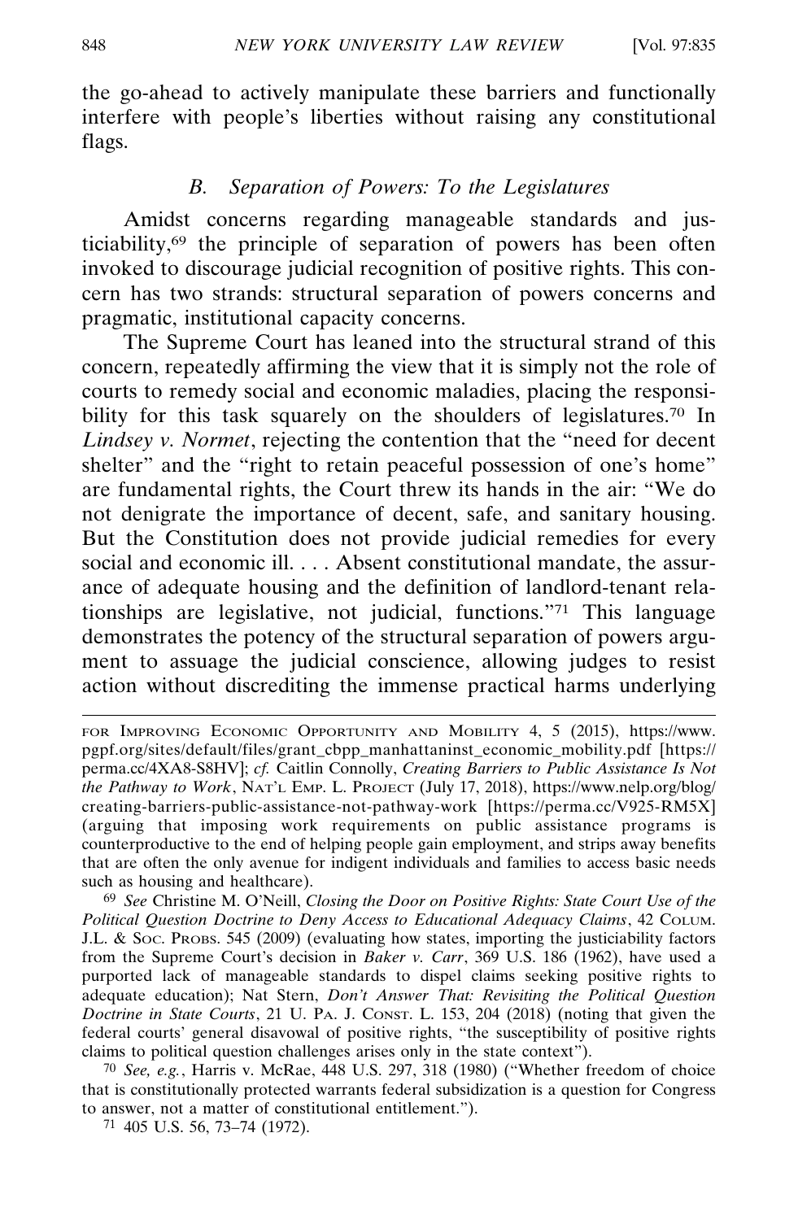the go-ahead to actively manipulate these barriers and functionally interfere with people's liberties without raising any constitutional flags.

### *B. Separation of Powers: To the Legislatures*

Amidst concerns regarding manageable standards and justiciability,[69] the principle of separation of powers has been often invoked to discourage judicial recognition of positive rights. This concern has two strands: structural separation of powers concerns and pragmatic, institutional capacity concerns.

The Supreme Court has leaned into the structural strand of this concern, repeatedly affirming the view that it is simply not the role of courts to remedy social and economic maladies, placing the responsibility for this task squarely on the shoulders of legislatures.[70] In *Lindsey v. Normet*, rejecting the contention that the "need for decent shelter" and the "right to retain peaceful possession of one's home" are fundamental rights, the Court threw its hands in the air: "We do not denigrate the importance of decent, safe, and sanitary housing. But the Constitution does not provide judicial remedies for every social and economic ill. . . . Absent constitutional mandate, the assurance of adequate housing and the definition of landlord-tenant relationships are legislative, not judicial, functions."[71] This language demonstrates the potency of the structural separation of powers argument to assuage the judicial conscience, allowing judges to resist action without discrediting the immense practical harms underlying

---

FOR IMPROVING ECONOMIC OPPORTUNITY AND MOBILITY 4, 5 (2015), https://www.pgpf.org/sites/default/files/grant_cbpp_manhattaninst_economic_mobility.pdf [https://perma.cc/4XA8-S8HV]; *cf.* Caitlin Connolly, *Creating Barriers to Public Assistance Is Not the Pathway to Work*, NAT'L EMP. L. PROJECT (July 17, 2018), https://www.nelp.org/blog/creating-barriers-public-assistance-not-pathway-work [https://perma.cc/V925-RM5X] (arguing that imposing work requirements on public assistance programs is counterproductive to the end of helping people gain employment, and strips away benefits that are often the only avenue for indigent individuals and families to access basic needs such as housing and healthcare).

[69] *See* Christine M. O'Neill, *Closing the Door on Positive Rights: State Court Use of the Political Question Doctrine to Deny Access to Educational Adequacy Claims*, 42 COLUM. J.L. & SOC. PROBS. 545 (2009) (evaluating how states, importing the justiciability factors from the Supreme Court's decision in *Baker v. Carr*, 369 U.S. 186 (1962), have used a purported lack of manageable standards to dispel claims seeking positive rights to adequate education); Nat Stern, *Don't Answer That: Revisiting the Political Question Doctrine in State Courts*, 21 U. PA. J. CONST. L. 153, 204 (2018) (noting that given the federal courts' general disavowal of positive rights, "the susceptibility of positive rights claims to political question challenges arises only in the state context").

[70] *See, e.g.*, Harris v. McRae, 448 U.S. 297, 318 (1980) ("Whether freedom of choice that is constitutionally protected warrants federal subsidization is a question for Congress to answer, not a matter of constitutional entitlement.").

[71] 405 U.S. 56, 73–74 (1972).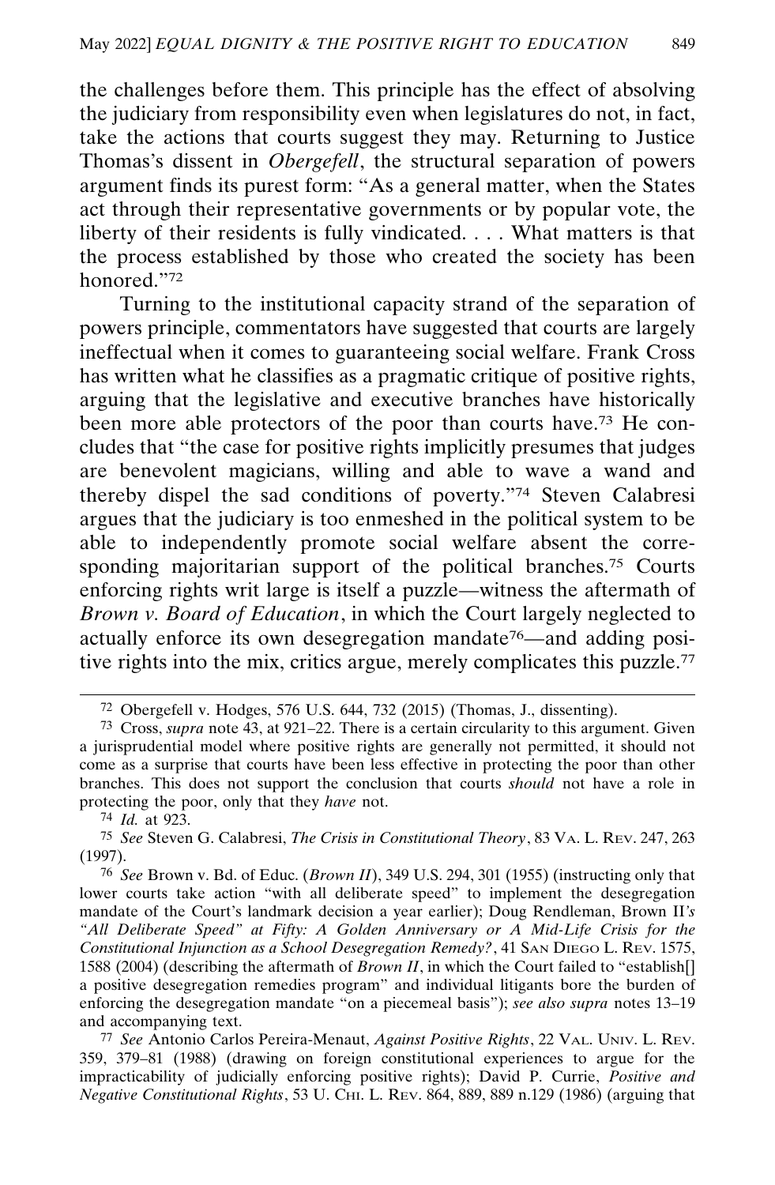the challenges before them. This principle has the effect of absolving the judiciary from responsibility even when legislatures do not, in fact, take the actions that courts suggest they may. Returning to Justice Thomas's dissent in *Obergefell*, the structural separation of powers argument finds its purest form: "As a general matter, when the States act through their representative governments or by popular vote, the liberty of their residents is fully vindicated. . . . What matters is that the process established by those who created the society has been honored."[72]

Turning to the institutional capacity strand of the separation of powers principle, commentators have suggested that courts are largely ineffectual when it comes to guaranteeing social welfare. Frank Cross has written what he classifies as a pragmatic critique of positive rights, arguing that the legislative and executive branches have historically been more able protectors of the poor than courts have.[73] He concludes that "the case for positive rights implicitly presumes that judges are benevolent magicians, willing and able to wave a wand and thereby dispel the sad conditions of poverty."[74] Steven Calabresi argues that the judiciary is too enmeshed in the political system to be able to independently promote social welfare absent the corresponding majoritarian support of the political branches.[75] Courts enforcing rights writ large is itself a puzzle—witness the aftermath of *Brown v. Board of Education*, in which the Court largely neglected to actually enforce its own desegregation mandate[76]—and adding positive rights into the mix, critics argue, merely complicates this puzzle.[77]

---

[72] Obergefell v. Hodges, 576 U.S. 644, 732 (2015) (Thomas, J., dissenting).

[73] Cross, *supra* note 43, at 921–22. There is a certain circularity to this argument. Given a jurisprudential model where positive rights are generally not permitted, it should not come as a surprise that courts have been less effective in protecting the poor than other branches. This does not support the conclusion that courts *should* not have a role in protecting the poor, only that they *have* not.

[74] *Id.* at 923.

[75] *See* Steven G. Calabresi, *The Crisis in Constitutional Theory*, 83 VA. L. REV. 247, 263 (1997).

[76] *See* Brown v. Bd. of Educ. (*Brown II*), 349 U.S. 294, 301 (1955) (instructing only that lower courts take action "with all deliberate speed" to implement the desegregation mandate of the Court's landmark decision a year earlier); Doug Rendleman, Brown II*'s "All Deliberate Speed" at Fifty: A Golden Anniversary or A Mid-Life Crisis for the Constitutional Injunction as a School Desegregation Remedy?*, 41 SAN DIEGO L. REV. 1575, 1588 (2004) (describing the aftermath of *Brown II*, in which the Court failed to "establish[] a positive desegregation remedies program" and individual litigants bore the burden of enforcing the desegregation mandate "on a piecemeal basis"); *see also supra* notes 13–19 and accompanying text.

[77] *See* Antonio Carlos Pereira-Menaut, *Against Positive Rights*, 22 VAL. UNIV. L. REV. 359, 379–81 (1988) (drawing on foreign constitutional experiences to argue for the impracticability of judicially enforcing positive rights); David P. Currie, *Positive and Negative Constitutional Rights*, 53 U. CHI. L. REV. 864, 889, 889 n.129 (1986) (arguing that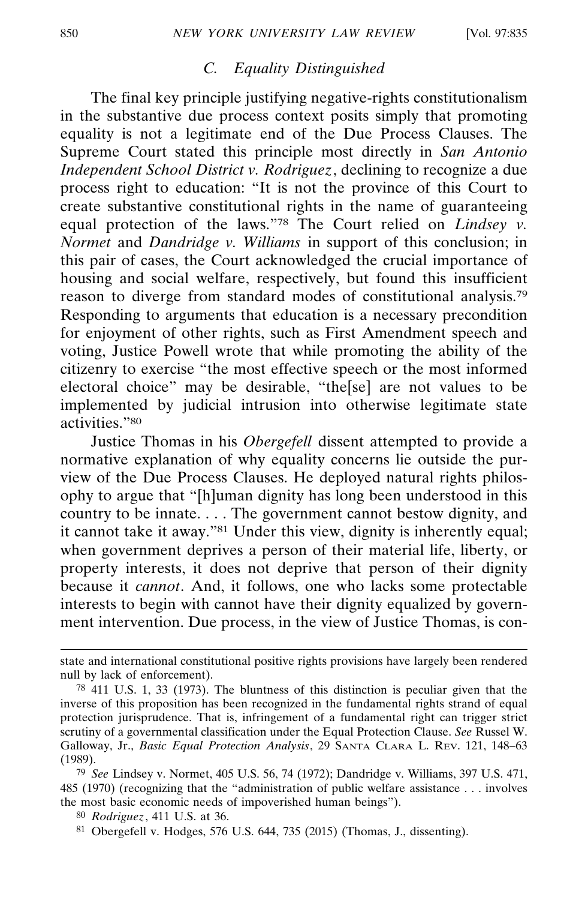### C. Equality Distinguished

The final key principle justifying negative-rights constitutionalism in the substantive due process context posits simply that promoting equality is not a legitimate end of the Due Process Clauses. The Supreme Court stated this principle most directly in *San Antonio Independent School District v. Rodriguez*, declining to recognize a due process right to education: "It is not the province of this Court to create substantive constitutional rights in the name of guaranteeing equal protection of the laws."[78] The Court relied on *Lindsey v. Normet* and *Dandridge v. Williams* in support of this conclusion; in this pair of cases, the Court acknowledged the crucial importance of housing and social welfare, respectively, but found this insufficient reason to diverge from standard modes of constitutional analysis.[79] Responding to arguments that education is a necessary precondition for enjoyment of other rights, such as First Amendment speech and voting, Justice Powell wrote that while promoting the ability of the citizenry to exercise "the most effective speech or the most informed electoral choice" may be desirable, "the[se] are not values to be implemented by judicial intrusion into otherwise legitimate state activities."[80]

Justice Thomas in his *Obergefell* dissent attempted to provide a normative explanation of why equality concerns lie outside the purview of the Due Process Clauses. He deployed natural rights philosophy to argue that "[h]uman dignity has long been understood in this country to be innate. . . . The government cannot bestow dignity, and it cannot take it away."[81] Under this view, dignity is inherently equal; when government deprives a person of their material life, liberty, or property interests, it does not deprive that person of their dignity because it *cannot*. And, it follows, one who lacks some protectable interests to begin with cannot have their dignity equalized by government intervention. Due process, in the view of Justice Thomas, is con-

---

state and international constitutional positive rights provisions have largely been rendered null by lack of enforcement).

78 411 U.S. 1, 33 (1973). The bluntness of this distinction is peculiar given that the inverse of this proposition has been recognized in the fundamental rights strand of equal protection jurisprudence. That is, infringement of a fundamental right can trigger strict scrutiny of a governmental classification under the Equal Protection Clause. *See* Russel W. Galloway, Jr., *Basic Equal Protection Analysis*, 29 SANTA CLARA L. REV. 121, 148–63 (1989).

79 *See* Lindsey v. Normet, 405 U.S. 56, 74 (1972); Dandridge v. Williams, 397 U.S. 471, 485 (1970) (recognizing that the "administration of public welfare assistance . . . involves the most basic economic needs of impoverished human beings").

80 *Rodriguez*, 411 U.S. at 36.

81 Obergefell v. Hodges, 576 U.S. 644, 735 (2015) (Thomas, J., dissenting).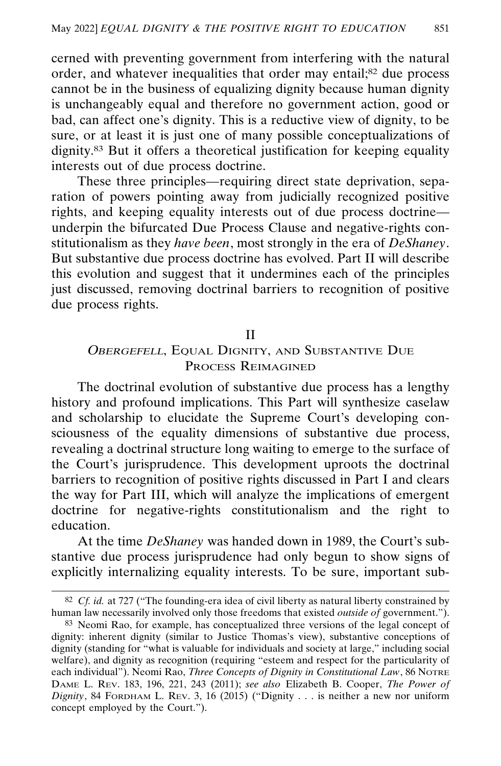cerned with preventing government from interfering with the natural order, and whatever inequalities that order may entail;[82] due process cannot be in the business of equalizing dignity because human dignity is unchangeably equal and therefore no government action, good or bad, can affect one's dignity. This is a reductive view of dignity, to be sure, or at least it is just one of many possible conceptualizations of dignity.[83] But it offers a theoretical justification for keeping equality interests out of due process doctrine.

These three principles—requiring direct state deprivation, separation of powers pointing away from judicially recognized positive rights, and keeping equality interests out of due process doctrine—underpin the bifurcated Due Process Clause and negative-rights constitutionalism as they *have been*, most strongly in the era of *DeShaney*. But substantive due process doctrine has evolved. Part II will describe this evolution and suggest that it undermines each of the principles just discussed, removing doctrinal barriers to recognition of positive due process rights.

## II
## *Obergefell*, Equal Dignity, and Substantive Due Process Reimagined

The doctrinal evolution of substantive due process has a lengthy history and profound implications. This Part will synthesize caselaw and scholarship to elucidate the Supreme Court's developing consciousness of the equality dimensions of substantive due process, revealing a doctrinal structure long waiting to emerge to the surface of the Court's jurisprudence. This development uproots the doctrinal barriers to recognition of positive rights discussed in Part I and clears the way for Part III, which will analyze the implications of emergent doctrine for negative-rights constitutionalism and the right to education.

At the time *DeShaney* was handed down in 1989, the Court's substantive due process jurisprudence had only begun to show signs of explicitly internalizing equality interests. To be sure, important sub-

---

[82] *Cf. id.* at 727 ("The founding-era idea of civil liberty as natural liberty constrained by human law necessarily involved only those freedoms that existed *outside of* government.").

[83] Neomi Rao, for example, has conceptualized three versions of the legal concept of dignity: inherent dignity (similar to Justice Thomas's view), substantive conceptions of dignity (standing for "what is valuable for individuals and society at large," including social welfare), and dignity as recognition (requiring "esteem and respect for the particularity of each individual"). Neomi Rao, *Three Concepts of Dignity in Constitutional Law*, 86 Notre Dame L. Rev. 183, 196, 221, 243 (2011); *see also* Elizabeth B. Cooper, *The Power of Dignity*, 84 Fordham L. Rev. 3, 16 (2015) ("Dignity . . . is neither a new nor uniform concept employed by the Court.").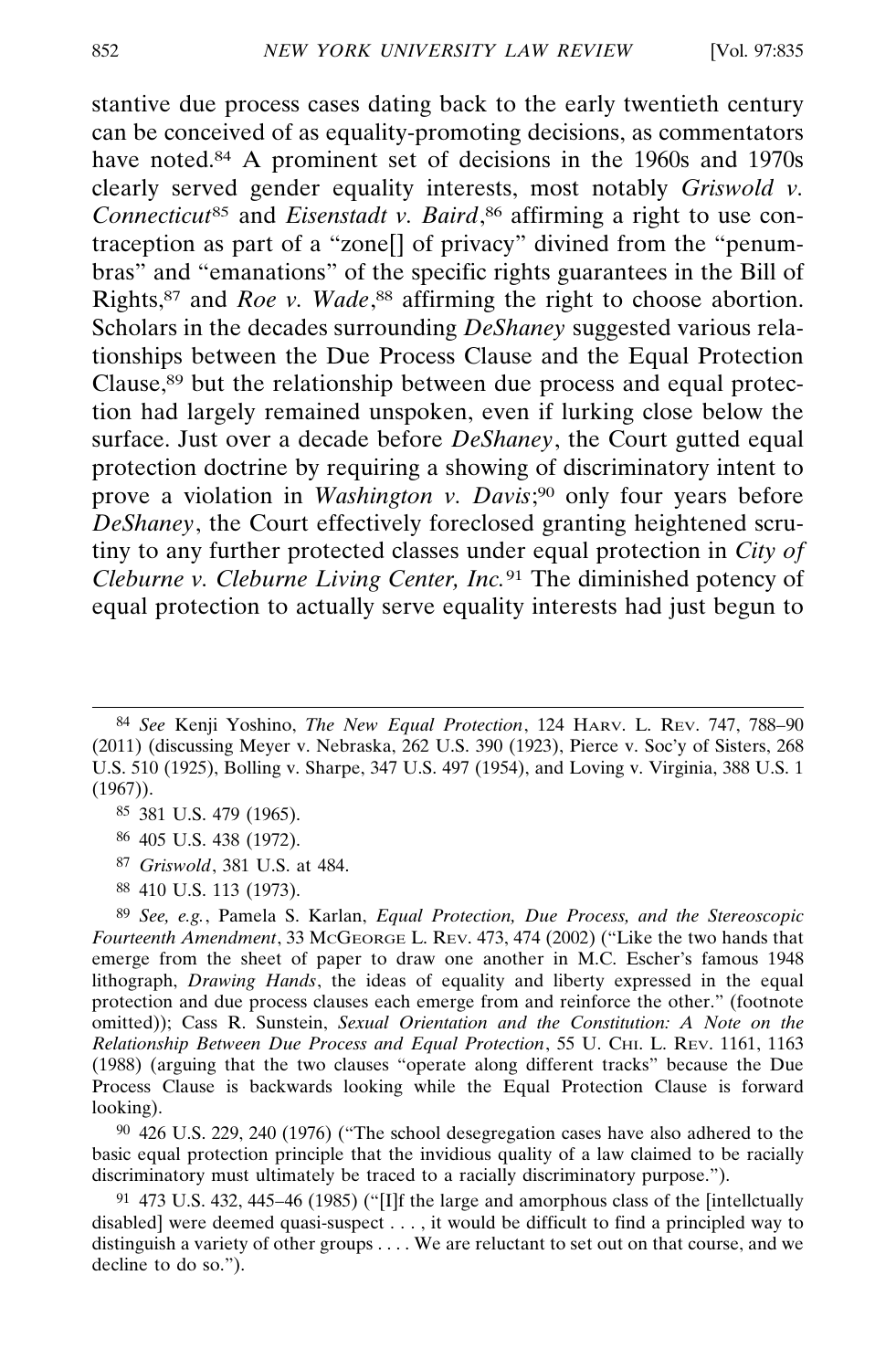stantive due process cases dating back to the early twentieth century can be conceived of as equality-promoting decisions, as commentators have noted.[84] A prominent set of decisions in the 1960s and 1970s clearly served gender equality interests, most notably *Griswold v. Connecticut*[85] and *Eisenstadt v. Baird*,[86] affirming a right to use contraception as part of a "zone[] of privacy" divined from the "penumbras" and "emanations" of the specific rights guarantees in the Bill of Rights,[87] and *Roe v. Wade*,[88] affirming the right to choose abortion. Scholars in the decades surrounding *DeShaney* suggested various relationships between the Due Process Clause and the Equal Protection Clause,[89] but the relationship between due process and equal protection had largely remained unspoken, even if lurking close below the surface. Just over a decade before *DeShaney*, the Court gutted equal protection doctrine by requiring a showing of discriminatory intent to prove a violation in *Washington v. Davis*;[90] only four years before *DeShaney*, the Court effectively foreclosed granting heightened scrutiny to any further protected classes under equal protection in *City of Cleburne v. Cleburne Living Center, Inc.*[91] The diminished potency of equal protection to actually serve equality interests had just begun to

---

[84] *See* Kenji Yoshino, *The New Equal Protection*, 124 Harv. L. Rev. 747, 788–90 (2011) (discussing Meyer v. Nebraska, 262 U.S. 390 (1923), Pierce v. Soc'y of Sisters, 268 U.S. 510 (1925), Bolling v. Sharpe, 347 U.S. 497 (1954), and Loving v. Virginia, 388 U.S. 1 (1967)).

[85] 381 U.S. 479 (1965).

[86] 405 U.S. 438 (1972).

[87] *Griswold*, 381 U.S. at 484.

[88] 410 U.S. 113 (1973).

[89] *See, e.g.*, Pamela S. Karlan, *Equal Protection, Due Process, and the Stereoscopic Fourteenth Amendment*, 33 McGeorge L. Rev. 473, 474 (2002) ("Like the two hands that emerge from the sheet of paper to draw one another in M.C. Escher's famous 1948 lithograph, *Drawing Hands*, the ideas of equality and liberty expressed in the equal protection and due process clauses each emerge from and reinforce the other." (footnote omitted)); Cass R. Sunstein, *Sexual Orientation and the Constitution: A Note on the Relationship Between Due Process and Equal Protection*, 55 U. Chi. L. Rev. 1161, 1163 (1988) (arguing that the two clauses "operate along different tracks" because the Due Process Clause is backwards looking while the Equal Protection Clause is forward looking).

[90] 426 U.S. 229, 240 (1976) ("The school desegregation cases have also adhered to the basic equal protection principle that the invidious quality of a law claimed to be racially discriminatory must ultimately be traced to a racially discriminatory purpose.").

[91] 473 U.S. 432, 445–46 (1985) ("[I]f the large and amorphous class of the [intellctually disabled] were deemed quasi-suspect . . . , it would be difficult to find a principled way to distinguish a variety of other groups . . . . We are reluctant to set out on that course, and we decline to do so.").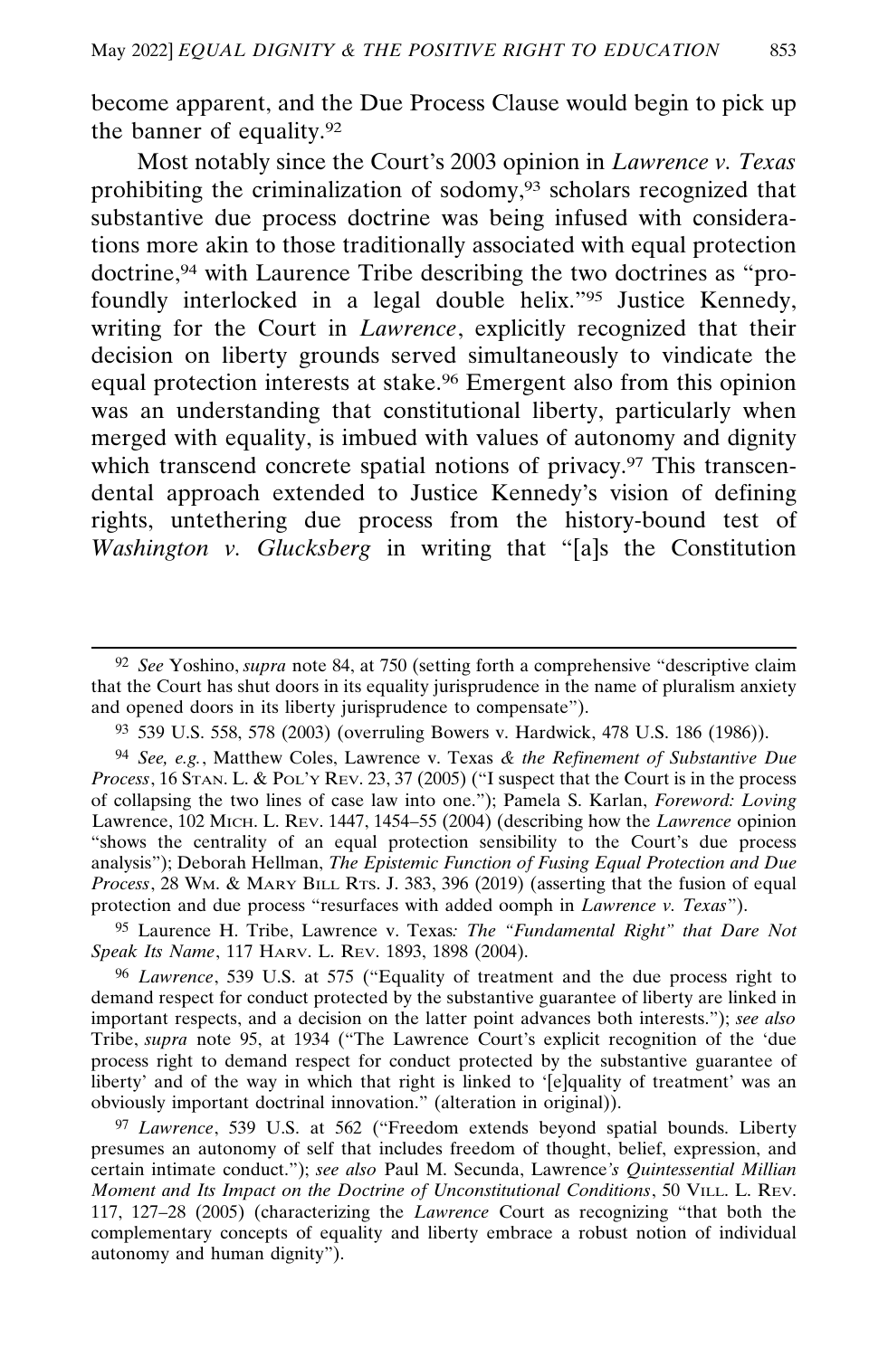become apparent, and the Due Process Clause would begin to pick up the banner of equality.[92]

Most notably since the Court's 2003 opinion in *Lawrence v. Texas* prohibiting the criminalization of sodomy,[93] scholars recognized that substantive due process doctrine was being infused with considerations more akin to those traditionally associated with equal protection doctrine,[94] with Laurence Tribe describing the two doctrines as "profoundly interlocked in a legal double helix."[95] Justice Kennedy, writing for the Court in *Lawrence*, explicitly recognized that their decision on liberty grounds served simultaneously to vindicate the equal protection interests at stake.[96] Emergent also from this opinion was an understanding that constitutional liberty, particularly when merged with equality, is imbued with values of autonomy and dignity which transcend concrete spatial notions of privacy.[97] This transcendental approach extended to Justice Kennedy's vision of defining rights, untethering due process from the history-bound test of *Washington v. Glucksberg* in writing that "[a]s the Constitution

---

[92] *See* Yoshino, *supra* note 84, at 750 (setting forth a comprehensive "descriptive claim that the Court has shut doors in its equality jurisprudence in the name of pluralism anxiety and opened doors in its liberty jurisprudence to compensate").

[93] 539 U.S. 558, 578 (2003) (overruling Bowers v. Hardwick, 478 U.S. 186 (1986)).

[94] *See, e.g.*, Matthew Coles, Lawrence v. Texas *& the Refinement of Substantive Due Process*, 16 Stan. L. & Pol'y Rev. 23, 37 (2005) ("I suspect that the Court is in the process of collapsing the two lines of case law into one."); Pamela S. Karlan, *Foreword: Loving* Lawrence, 102 Mich. L. Rev. 1447, 1454–55 (2004) (describing how the *Lawrence* opinion "shows the centrality of an equal protection sensibility to the Court's due process analysis"); Deborah Hellman, *The Epistemic Function of Fusing Equal Protection and Due Process*, 28 Wm. & Mary Bill Rts. J. 383, 396 (2019) (asserting that the fusion of equal protection and due process "resurfaces with added oomph in *Lawrence v. Texas*").

[95] Laurence H. Tribe, Lawrence v. Texas*: The "Fundamental Right" that Dare Not Speak Its Name*, 117 Harv. L. Rev. 1893, 1898 (2004).

[96] *Lawrence*, 539 U.S. at 575 ("Equality of treatment and the due process right to demand respect for conduct protected by the substantive guarantee of liberty are linked in important respects, and a decision on the latter point advances both interests."); *see also* Tribe, *supra* note 95, at 1934 ("The Lawrence Court's explicit recognition of the 'due process right to demand respect for conduct protected by the substantive guarantee of liberty' and of the way in which that right is linked to '[e]quality of treatment' was an obviously important doctrinal innovation." (alteration in original)).

[97] *Lawrence*, 539 U.S. at 562 ("Freedom extends beyond spatial bounds. Liberty presumes an autonomy of self that includes freedom of thought, belief, expression, and certain intimate conduct."); *see also* Paul M. Secunda, Lawrence*'s Quintessential Millian Moment and Its Impact on the Doctrine of Unconstitutional Conditions*, 50 Vill. L. Rev. 117, 127–28 (2005) (characterizing the *Lawrence* Court as recognizing "that both the complementary concepts of equality and liberty embrace a robust notion of individual autonomy and human dignity").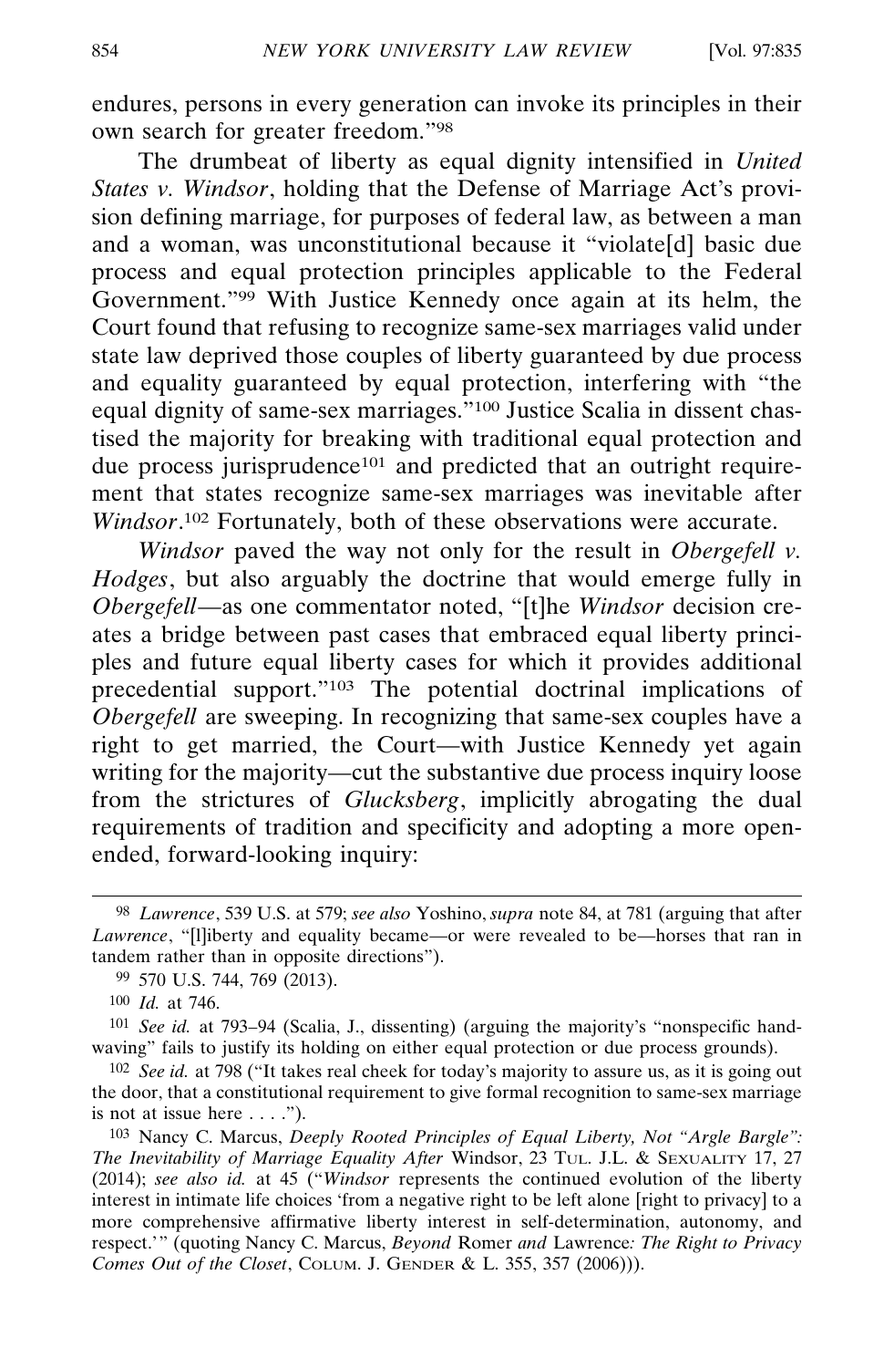endures, persons in every generation can invoke its principles in their own search for greater freedom."[98]

The drumbeat of liberty as equal dignity intensified in *United States v. Windsor*, holding that the Defense of Marriage Act's provision defining marriage, for purposes of federal law, as between a man and a woman, was unconstitutional because it "violate[d] basic due process and equal protection principles applicable to the Federal Government."[99] With Justice Kennedy once again at its helm, the Court found that refusing to recognize same-sex marriages valid under state law deprived those couples of liberty guaranteed by due process and equality guaranteed by equal protection, interfering with "the equal dignity of same-sex marriages."[100] Justice Scalia in dissent chastised the majority for breaking with traditional equal protection and due process jurisprudence[101] and predicted that an outright requirement that states recognize same-sex marriages was inevitable after *Windsor*.[102] Fortunately, both of these observations were accurate.

*Windsor* paved the way not only for the result in *Obergefell v. Hodges*, but also arguably the doctrine that would emerge fully in *Obergefell*—as one commentator noted, "[t]he *Windsor* decision creates a bridge between past cases that embraced equal liberty principles and future equal liberty cases for which it provides additional precedential support."[103] The potential doctrinal implications of *Obergefell* are sweeping. In recognizing that same-sex couples have a right to get married, the Court—with Justice Kennedy yet again writing for the majority—cut the substantive due process inquiry loose from the strictures of *Glucksberg*, implicitly abrogating the dual requirements of tradition and specificity and adopting a more open-ended, forward-looking inquiry:

---

[98] *Lawrence*, 539 U.S. at 579; *see also* Yoshino, *supra* note 84, at 781 (arguing that after *Lawrence*, "[l]iberty and equality became—or were revealed to be—horses that ran in tandem rather than in opposite directions").

[99] 570 U.S. 744, 769 (2013).

[100] *Id.* at 746.

[101] *See id.* at 793–94 (Scalia, J., dissenting) (arguing the majority's "nonspecific hand-waving" fails to justify its holding on either equal protection or due process grounds).

[102] *See id.* at 798 ("It takes real cheek for today's majority to assure us, as it is going out the door, that a constitutional requirement to give formal recognition to same-sex marriage is not at issue here . . . .").

[103] Nancy C. Marcus, *Deeply Rooted Principles of Equal Liberty, Not "Argle Bargle": The Inevitability of Marriage Equality After* Windsor, 23 TUL. J.L. & SEXUALITY 17, 27 (2014); *see also id.* at 45 ("*Windsor* represents the continued evolution of the liberty interest in intimate life choices 'from a negative right to be left alone [right to privacy] to a more comprehensive affirmative liberty interest in self-determination, autonomy, and respect.'" (quoting Nancy C. Marcus, *Beyond* Romer *and* Lawrence*: The Right to Privacy Comes Out of the Closet*, COLUM. J. GENDER & L. 355, 357 (2006))).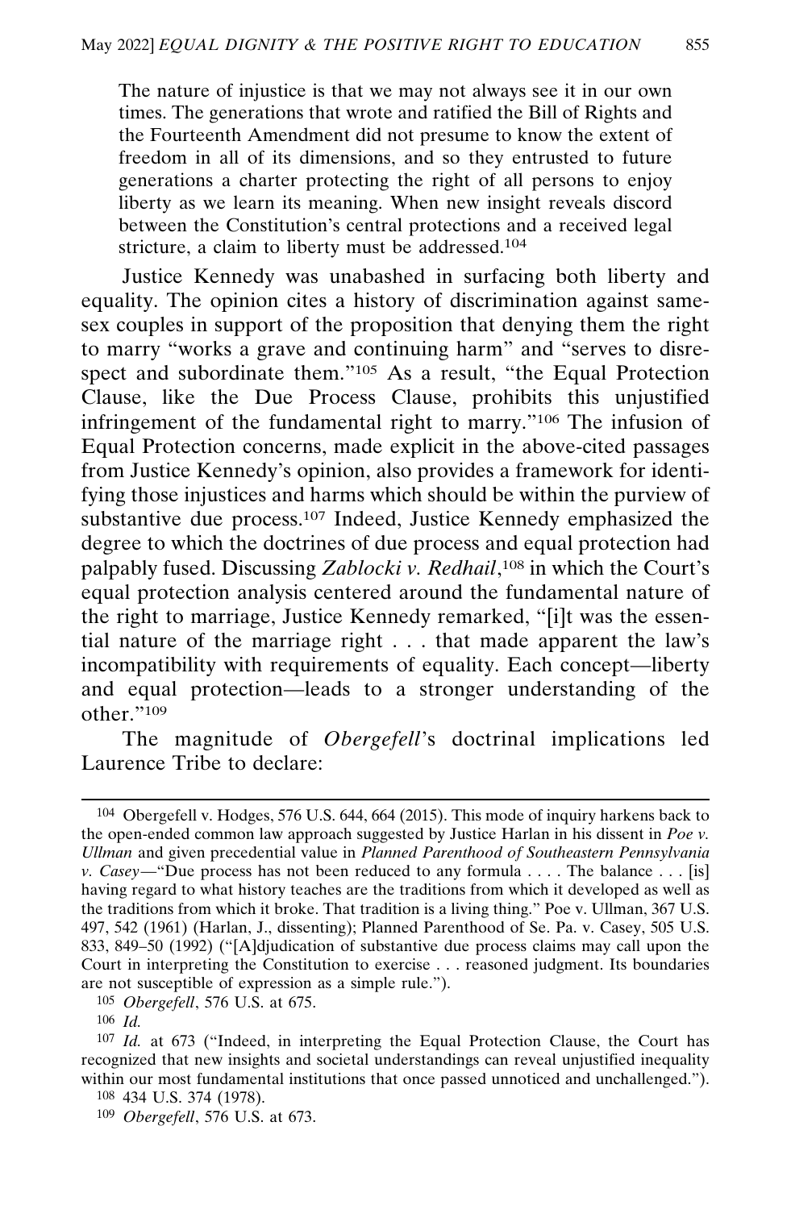> The nature of injustice is that we may not always see it in our own times. The generations that wrote and ratified the Bill of Rights and the Fourteenth Amendment did not presume to know the extent of freedom in all of its dimensions, and so they entrusted to future generations a charter protecting the right of all persons to enjoy liberty as we learn its meaning. When new insight reveals discord between the Constitution's central protections and a received legal stricture, a claim to liberty must be addressed.[104]

Justice Kennedy was unabashed in surfacing both liberty and equality. The opinion cites a history of discrimination against same-sex couples in support of the proposition that denying them the right to marry "works a grave and continuing harm" and "serves to disrespect and subordinate them."[105] As a result, "the Equal Protection Clause, like the Due Process Clause, prohibits this unjustified infringement of the fundamental right to marry."[106] The infusion of Equal Protection concerns, made explicit in the above-cited passages from Justice Kennedy's opinion, also provides a framework for identifying those injustices and harms which should be within the purview of substantive due process.[107] Indeed, Justice Kennedy emphasized the degree to which the doctrines of due process and equal protection had palpably fused. Discussing *Zablocki v. Redhail*,[108] in which the Court's equal protection analysis centered around the fundamental nature of the right to marriage, Justice Kennedy remarked, "[i]t was the essential nature of the marriage right . . . that made apparent the law's incompatibility with requirements of equality. Each concept—liberty and equal protection—leads to a stronger understanding of the other."[109]

The magnitude of *Obergefell*'s doctrinal implications led Laurence Tribe to declare:

---

[104] Obergefell v. Hodges, 576 U.S. 644, 664 (2015). This mode of inquiry harkens back to the open-ended common law approach suggested by Justice Harlan in his dissent in *Poe v. Ullman* and given precedential value in *Planned Parenthood of Southeastern Pennsylvania v. Casey*—"Due process has not been reduced to any formula . . . . The balance . . . [is] having regard to what history teaches are the traditions from which it developed as well as the traditions from which it broke. That tradition is a living thing." Poe v. Ullman, 367 U.S. 497, 542 (1961) (Harlan, J., dissenting); Planned Parenthood of Se. Pa. v. Casey, 505 U.S. 833, 849–50 (1992) ("[A]djudication of substantive due process claims may call upon the Court in interpreting the Constitution to exercise . . . reasoned judgment. Its boundaries are not susceptible of expression as a simple rule.").

[105] *Obergefell*, 576 U.S. at 675.

[106] *Id.*

[107] *Id.* at 673 ("Indeed, in interpreting the Equal Protection Clause, the Court has recognized that new insights and societal understandings can reveal unjustified inequality within our most fundamental institutions that once passed unnoticed and unchallenged.").

[108] 434 U.S. 374 (1978).

[109] *Obergefell*, 576 U.S. at 673.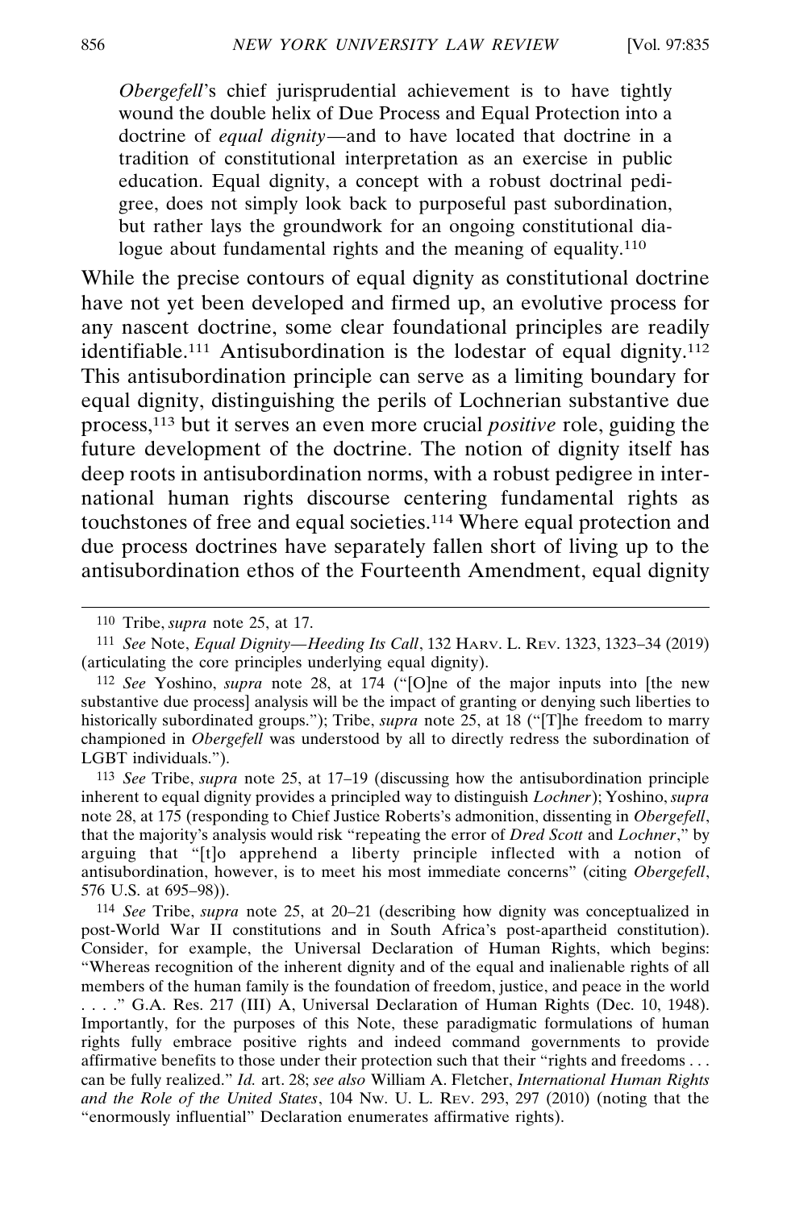> *Obergefell*'s chief jurisprudential achievement is to have tightly wound the double helix of Due Process and Equal Protection into a doctrine of *equal dignity*—and to have located that doctrine in a tradition of constitutional interpretation as an exercise in public education. Equal dignity, a concept with a robust doctrinal pedigree, does not simply look back to purposeful past subordination, but rather lays the groundwork for an ongoing constitutional dialogue about fundamental rights and the meaning of equality.[110]

While the precise contours of equal dignity as constitutional doctrine have not yet been developed and firmed up, an evolutive process for any nascent doctrine, some clear foundational principles are readily identifiable.[111] Antisubordination is the lodestar of equal dignity.[112] This antisubordination principle can serve as a limiting boundary for equal dignity, distinguishing the perils of Lochnerian substantive due process,[113] but it serves an even more crucial *positive* role, guiding the future development of the doctrine. The notion of dignity itself has deep roots in antisubordination norms, with a robust pedigree in international human rights discourse centering fundamental rights as touchstones of free and equal societies.[114] Where equal protection and due process doctrines have separately fallen short of living up to the antisubordination ethos of the Fourteenth Amendment, equal dignity

---

110 Tribe, *supra* note 25, at 17.

111 *See* Note, *Equal Dignity—Heeding Its Call*, 132 HARV. L. REV. 1323, 1323–34 (2019) (articulating the core principles underlying equal dignity).

112 *See* Yoshino, *supra* note 28, at 174 ("[O]ne of the major inputs into [the new substantive due process] analysis will be the impact of granting or denying such liberties to historically subordinated groups."); Tribe, *supra* note 25, at 18 ("[T]he freedom to marry championed in *Obergefell* was understood by all to directly redress the subordination of LGBT individuals.").

113 *See* Tribe, *supra* note 25, at 17–19 (discussing how the antisubordination principle inherent to equal dignity provides a principled way to distinguish *Lochner*); Yoshino, *supra* note 28, at 175 (responding to Chief Justice Roberts's admonition, dissenting in *Obergefell*, that the majority's analysis would risk "repeating the error of *Dred Scott* and *Lochner*," by arguing that "[t]o apprehend a liberty principle inflected with a notion of antisubordination, however, is to meet his most immediate concerns" (citing *Obergefell*, 576 U.S. at 695–98)).

114 *See* Tribe, *supra* note 25, at 20–21 (describing how dignity was conceptualized in post-World War II constitutions and in South Africa's post-apartheid constitution). Consider, for example, the Universal Declaration of Human Rights, which begins: "Whereas recognition of the inherent dignity and of the equal and inalienable rights of all members of the human family is the foundation of freedom, justice, and peace in the world . . . ." G.A. Res. 217 (III) A, Universal Declaration of Human Rights (Dec. 10, 1948). Importantly, for the purposes of this Note, these paradigmatic formulations of human rights fully embrace positive rights and indeed command governments to provide affirmative benefits to those under their protection such that their "rights and freedoms . . . can be fully realized." *Id.* art. 28; *see also* William A. Fletcher, *International Human Rights and the Role of the United States*, 104 NW. U. L. REV. 293, 297 (2010) (noting that the "enormously influential" Declaration enumerates affirmative rights).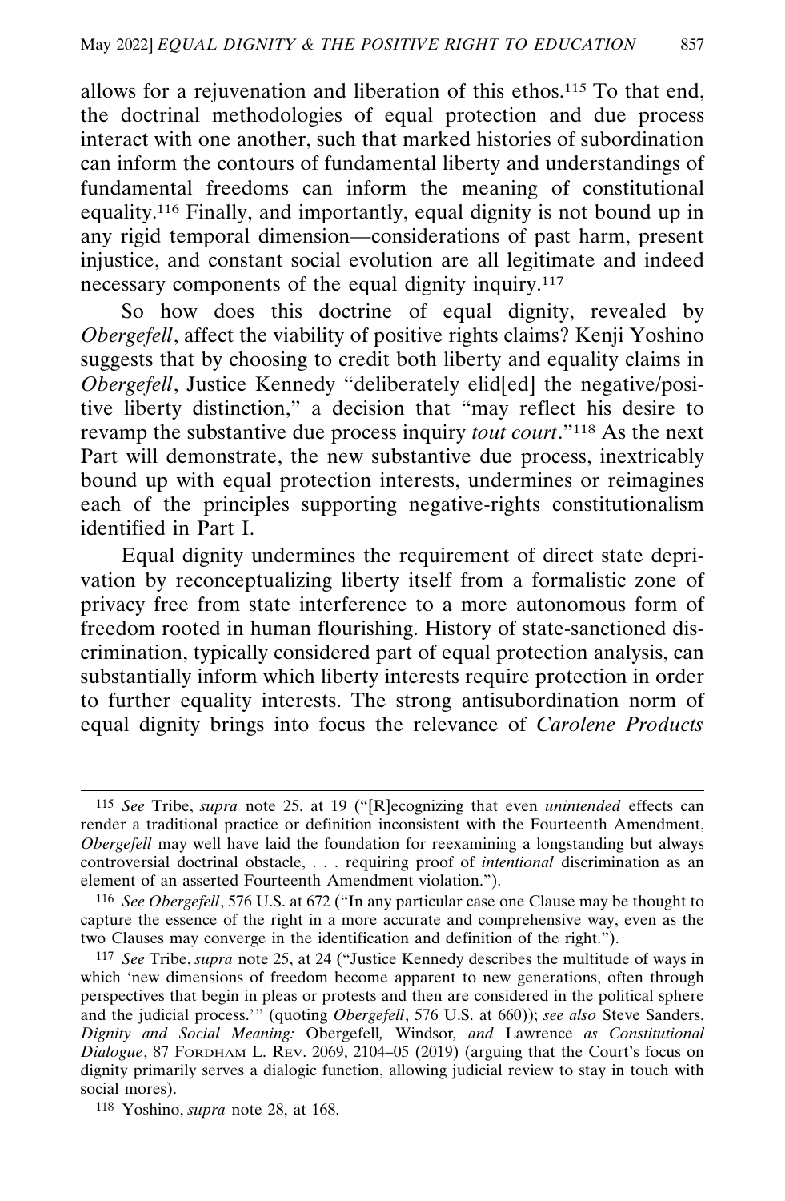allows for a rejuvenation and liberation of this ethos.[115] To that end, the doctrinal methodologies of equal protection and due process interact with one another, such that marked histories of subordination can inform the contours of fundamental liberty and understandings of fundamental freedoms can inform the meaning of constitutional equality.[116] Finally, and importantly, equal dignity is not bound up in any rigid temporal dimension—considerations of past harm, present injustice, and constant social evolution are all legitimate and indeed necessary components of the equal dignity inquiry.[117]

So how does this doctrine of equal dignity, revealed by *Obergefell*, affect the viability of positive rights claims? Kenji Yoshino suggests that by choosing to credit both liberty and equality claims in *Obergefell*, Justice Kennedy "deliberately elid[ed] the negative/positive liberty distinction," a decision that "may reflect his desire to revamp the substantive due process inquiry *tout court*."[118] As the next Part will demonstrate, the new substantive due process, inextricably bound up with equal protection interests, undermines or reimagines each of the principles supporting negative-rights constitutionalism identified in Part I.

Equal dignity undermines the requirement of direct state deprivation by reconceptualizing liberty itself from a formalistic zone of privacy free from state interference to a more autonomous form of freedom rooted in human flourishing. History of state-sanctioned discrimination, typically considered part of equal protection analysis, can substantially inform which liberty interests require protection in order to further equality interests. The strong antisubordination norm of equal dignity brings into focus the relevance of *Carolene Products*

---

[115] *See* Tribe, *supra* note 25, at 19 ("[R]ecognizing that even *unintended* effects can render a traditional practice or definition inconsistent with the Fourteenth Amendment, *Obergefell* may well have laid the foundation for reexamining a longstanding but always controversial doctrinal obstacle, . . . requiring proof of *intentional* discrimination as an element of an asserted Fourteenth Amendment violation.").

[116] *See Obergefell*, 576 U.S. at 672 ("In any particular case one Clause may be thought to capture the essence of the right in a more accurate and comprehensive way, even as the two Clauses may converge in the identification and definition of the right.").

[117] *See* Tribe, *supra* note 25, at 24 ("Justice Kennedy describes the multitude of ways in which 'new dimensions of freedom become apparent to new generations, often through perspectives that begin in pleas or protests and then are considered in the political sphere and the judicial process.'" (quoting *Obergefell*, 576 U.S. at 660)); *see also* Steve Sanders, *Dignity and Social Meaning:* Obergefell*,* Windsor*, and* Lawrence *as Constitutional Dialogue*, 87 FORDHAM L. REV. 2069, 2104–05 (2019) (arguing that the Court's focus on dignity primarily serves a dialogic function, allowing judicial review to stay in touch with social mores).

[118] Yoshino, *supra* note 28, at 168.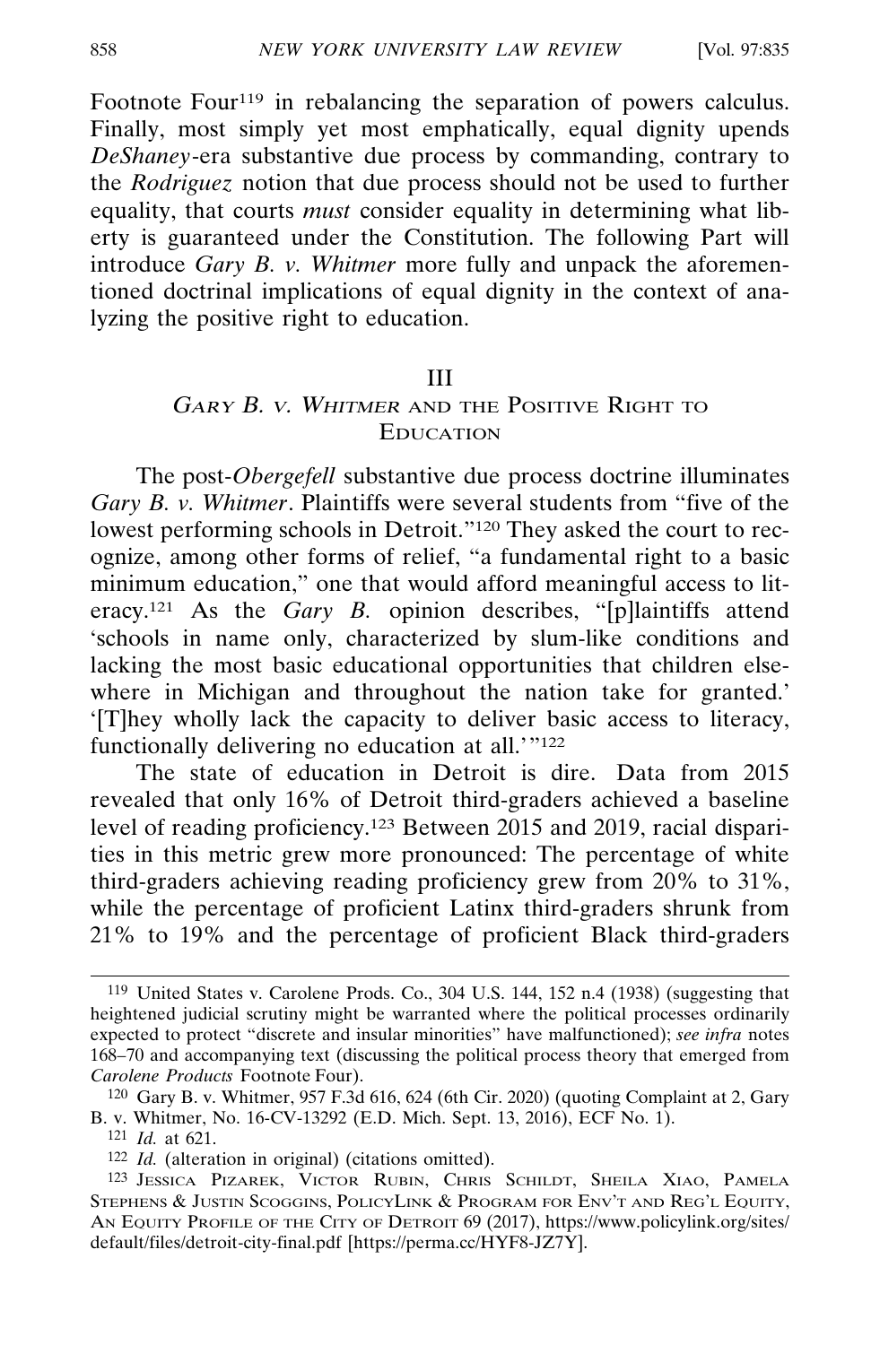Footnote Four[119] in rebalancing the separation of powers calculus. Finally, most simply yet most emphatically, equal dignity upends *DeShaney*-era substantive due process by commanding, contrary to the *Rodriguez* notion that due process should not be used to further equality, that courts *must* consider equality in determining what liberty is guaranteed under the Constitution. The following Part will introduce *Gary B. v. Whitmer* more fully and unpack the aforementioned doctrinal implications of equal dignity in the context of analyzing the positive right to education.

## III
## *Gary B. v. Whitmer* and the Positive Right to Education

The post-*Obergefell* substantive due process doctrine illuminates *Gary B. v. Whitmer*. Plaintiffs were several students from "five of the lowest performing schools in Detroit."[120] They asked the court to recognize, among other forms of relief, "a fundamental right to a basic minimum education," one that would afford meaningful access to literacy.[121] As the *Gary B.* opinion describes, "[p]laintiffs attend 'schools in name only, characterized by slum-like conditions and lacking the most basic educational opportunities that children elsewhere in Michigan and throughout the nation take for granted.' '[T]hey wholly lack the capacity to deliver basic access to literacy, functionally delivering no education at all.'"[122]

The state of education in Detroit is dire. Data from 2015 revealed that only 16% of Detroit third-graders achieved a baseline level of reading proficiency.[123] Between 2015 and 2019, racial disparities in this metric grew more pronounced: The percentage of white third-graders achieving reading proficiency grew from 20% to 31%, while the percentage of proficient Latinx third-graders shrunk from 21% to 19% and the percentage of proficient Black third-graders

---

[119] United States v. Carolene Prods. Co., 304 U.S. 144, 152 n.4 (1938) (suggesting that heightened judicial scrutiny might be warranted where the political processes ordinarily expected to protect "discrete and insular minorities" have malfunctioned); *see infra* notes 168–70 and accompanying text (discussing the political process theory that emerged from *Carolene Products* Footnote Four).

[120] Gary B. v. Whitmer, 957 F.3d 616, 624 (6th Cir. 2020) (quoting Complaint at 2, Gary B. v. Whitmer, No. 16-CV-13292 (E.D. Mich. Sept. 13, 2016), ECF No. 1).

[121] *Id.* at 621.

[122] *Id.* (alteration in original) (citations omitted).

[123] Jessica Pizarek, Victor Rubin, Chris Schildt, Sheila Xiao, Pamela Stephens & Justin Scoggins, PolicyLink & Program for Env't and Reg'l Equity, An Equity Profile of the City of Detroit 69 (2017), https://www.policylink.org/sites/default/files/detroit-city-final.pdf [https://perma.cc/HYF8-JZ7Y].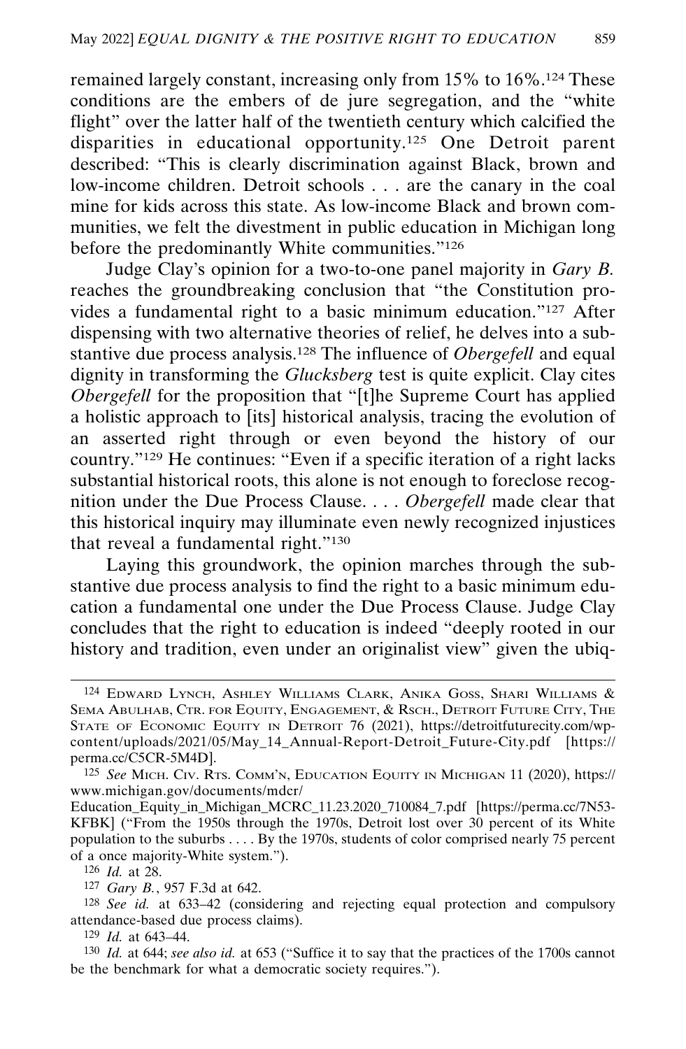remained largely constant, increasing only from 15% to 16%.[124] These conditions are the embers of de jure segregation, and the "white flight" over the latter half of the twentieth century which calcified the disparities in educational opportunity.[125] One Detroit parent described: "This is clearly discrimination against Black, brown and low-income children. Detroit schools . . . are the canary in the coal mine for kids across this state. As low-income Black and brown communities, we felt the divestment in public education in Michigan long before the predominantly White communities."[126]

Judge Clay's opinion for a two-to-one panel majority in *Gary B.* reaches the groundbreaking conclusion that "the Constitution provides a fundamental right to a basic minimum education."[127] After dispensing with two alternative theories of relief, he delves into a substantive due process analysis.[128] The influence of *Obergefell* and equal dignity in transforming the *Glucksberg* test is quite explicit. Clay cites *Obergefell* for the proposition that "[t]he Supreme Court has applied a holistic approach to [its] historical analysis, tracing the evolution of an asserted right through or even beyond the history of our country."[129] He continues: "Even if a specific iteration of a right lacks substantial historical roots, this alone is not enough to foreclose recognition under the Due Process Clause. . . . *Obergefell* made clear that this historical inquiry may illuminate even newly recognized injustices that reveal a fundamental right."[130]

Laying this groundwork, the opinion marches through the substantive due process analysis to find the right to a basic minimum education a fundamental one under the Due Process Clause. Judge Clay concludes that the right to education is indeed "deeply rooted in our history and tradition, even under an originalist view" given the ubiq-

---

[124] Edward Lynch, Ashley Williams Clark, Anika Goss, Shari Williams & Sema Abulhab, Ctr. for Equity, Engagement, & Rsch., Detroit Future City, The State of Economic Equity in Detroit 76 (2021), https://detroitfuturecity.com/wp-content/uploads/2021/05/May_14_Annual-Report-Detroit_Future-City.pdf [https://perma.cc/C5CR-5M4D].

[125] *See* Mich. Civ. Rts. Comm'n, Education Equity in Michigan 11 (2020), https://www.michigan.gov/documents/mdcr/Education_Equity_in_Michigan_MCRC_11.23.2020_710084_7.pdf [https://perma.cc/7N53-KFBK] ("From the 1950s through the 1970s, Detroit lost over 30 percent of its White population to the suburbs . . . . By the 1970s, students of color comprised nearly 75 percent of a once majority-White system.").

[126] *Id.* at 28.

[127] *Gary B.*, 957 F.3d at 642.

[128] *See id.* at 633–42 (considering and rejecting equal protection and compulsory attendance-based due process claims).

[129] *Id.* at 643–44.

[130] *Id.* at 644; *see also id.* at 653 ("Suffice it to say that the practices of the 1700s cannot be the benchmark for what a democratic society requires.").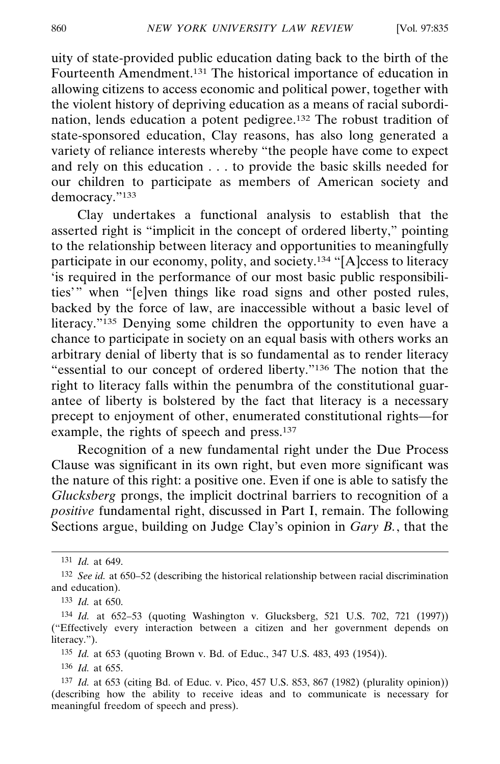uity of state-provided public education dating back to the birth of the Fourteenth Amendment.[131] The historical importance of education in allowing citizens to access economic and political power, together with the violent history of depriving education as a means of racial subordination, lends education a potent pedigree.[132] The robust tradition of state-sponsored education, Clay reasons, has also long generated a variety of reliance interests whereby "the people have come to expect and rely on this education . . . to provide the basic skills needed for our children to participate as members of American society and democracy."[133]

Clay undertakes a functional analysis to establish that the asserted right is "implicit in the concept of ordered liberty," pointing to the relationship between literacy and opportunities to meaningfully participate in our economy, polity, and society.[134] "[A]ccess to literacy 'is required in the performance of our most basic public responsibilities'" when "[e]ven things like road signs and other posted rules, backed by the force of law, are inaccessible without a basic level of literacy."[135] Denying some children the opportunity to even have a chance to participate in society on an equal basis with others works an arbitrary denial of liberty that is so fundamental as to render literacy "essential to our concept of ordered liberty."[136] The notion that the right to literacy falls within the penumbra of the constitutional guarantee of liberty is bolstered by the fact that literacy is a necessary precept to enjoyment of other, enumerated constitutional rights—for example, the rights of speech and press.[137]

Recognition of a new fundamental right under the Due Process Clause was significant in its own right, but even more significant was the nature of this right: a positive one. Even if one is able to satisfy the *Glucksberg* prongs, the implicit doctrinal barriers to recognition of a *positive* fundamental right, discussed in Part I, remain. The following Sections argue, building on Judge Clay's opinion in *Gary B.*, that the

---

[131] *Id.* at 649.

[132] *See id.* at 650–52 (describing the historical relationship between racial discrimination and education).

[133] *Id.* at 650.

[134] *Id.* at 652–53 (quoting Washington v. Glucksberg, 521 U.S. 702, 721 (1997)) ("Effectively every interaction between a citizen and her government depends on literacy.").

[135] *Id.* at 653 (quoting Brown v. Bd. of Educ., 347 U.S. 483, 493 (1954)).

[136] *Id.* at 655.

[137] *Id.* at 653 (citing Bd. of Educ. v. Pico, 457 U.S. 853, 867 (1982) (plurality opinion)) (describing how the ability to receive ideas and to communicate is necessary for meaningful freedom of speech and press).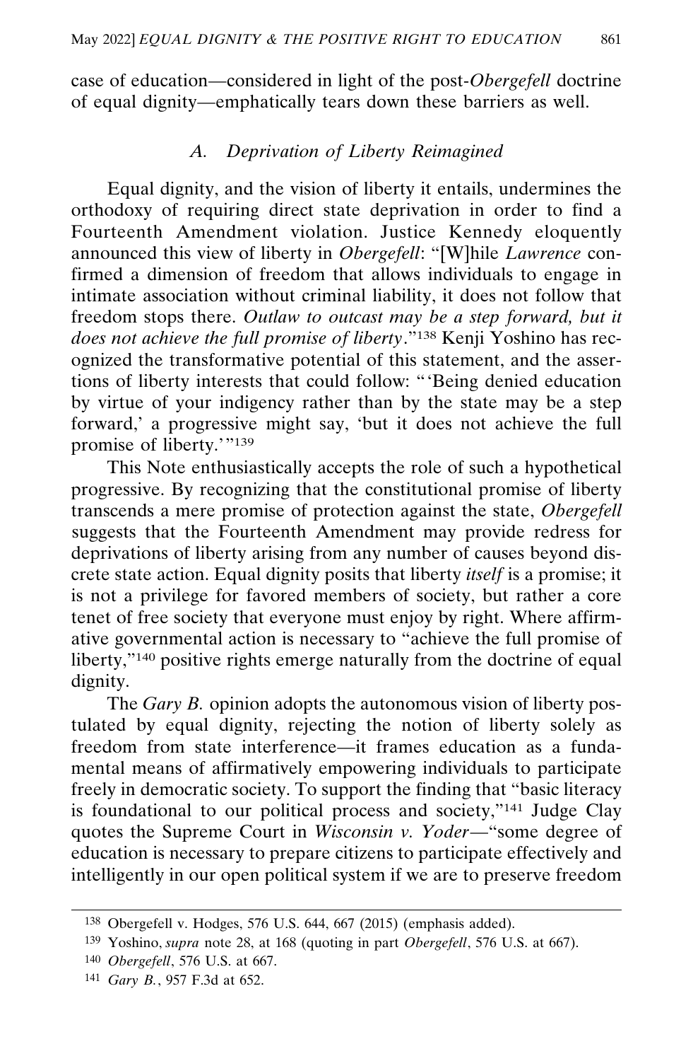case of education—considered in light of the post-*Obergefell* doctrine of equal dignity—emphatically tears down these barriers as well.

### *A. Deprivation of Liberty Reimagined*

Equal dignity, and the vision of liberty it entails, undermines the orthodoxy of requiring direct state deprivation in order to find a Fourteenth Amendment violation. Justice Kennedy eloquently announced this view of liberty in *Obergefell*: "[W]hile *Lawrence* confirmed a dimension of freedom that allows individuals to engage in intimate association without criminal liability, it does not follow that freedom stops there. *Outlaw to outcast may be a step forward, but it does not achieve the full promise of liberty*."[138] Kenji Yoshino has recognized the transformative potential of this statement, and the assertions of liberty interests that could follow: "'Being denied education by virtue of your indigency rather than by the state may be a step forward,' a progressive might say, 'but it does not achieve the full promise of liberty.'"[139]

This Note enthusiastically accepts the role of such a hypothetical progressive. By recognizing that the constitutional promise of liberty transcends a mere promise of protection against the state, *Obergefell* suggests that the Fourteenth Amendment may provide redress for deprivations of liberty arising from any number of causes beyond discrete state action. Equal dignity posits that liberty *itself* is a promise; it is not a privilege for favored members of society, but rather a core tenet of free society that everyone must enjoy by right. Where affirmative governmental action is necessary to "achieve the full promise of liberty,"[140] positive rights emerge naturally from the doctrine of equal dignity.

The *Gary B.* opinion adopts the autonomous vision of liberty postulated by equal dignity, rejecting the notion of liberty solely as freedom from state interference—it frames education as a fundamental means of affirmatively empowering individuals to participate freely in democratic society. To support the finding that "basic literacy is foundational to our political process and society,"[141] Judge Clay quotes the Supreme Court in *Wisconsin v. Yoder*—"some degree of education is necessary to prepare citizens to participate effectively and intelligently in our open political system if we are to preserve freedom

---

[138] Obergefell v. Hodges, 576 U.S. 644, 667 (2015) (emphasis added).

[139] Yoshino, *supra* note 28, at 168 (quoting in part *Obergefell*, 576 U.S. at 667).

[140] *Obergefell*, 576 U.S. at 667.

[141] *Gary B.*, 957 F.3d at 652.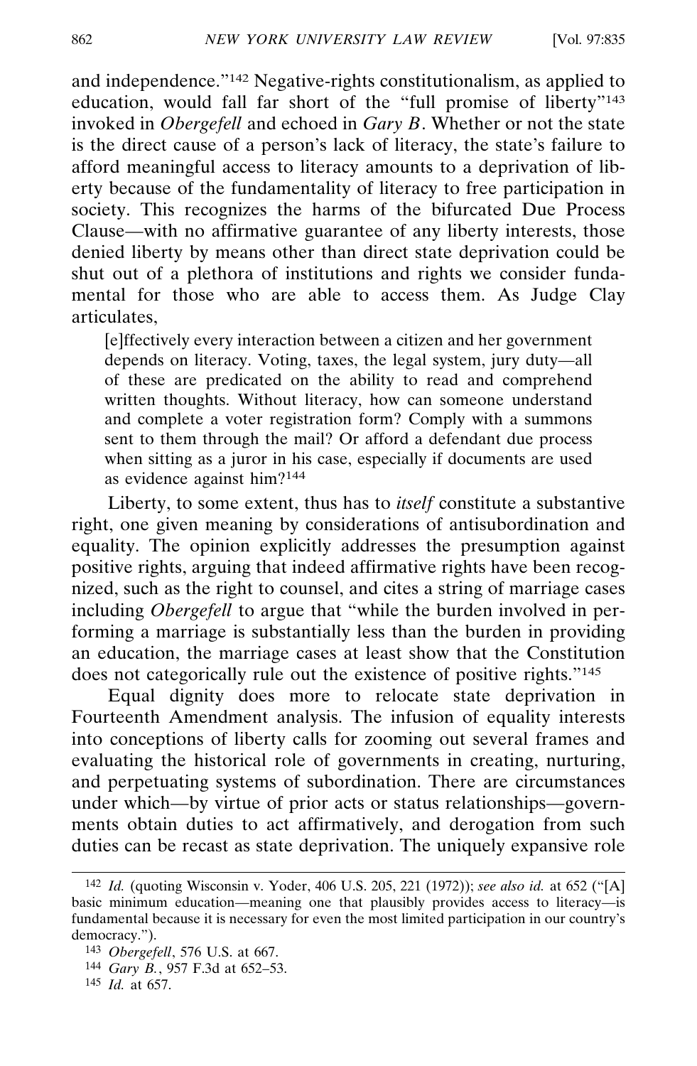and independence."[142] Negative-rights constitutionalism, as applied to education, would fall far short of the "full promise of liberty"[143] invoked in *Obergefell* and echoed in *Gary B*. Whether or not the state is the direct cause of a person's lack of literacy, the state's failure to afford meaningful access to literacy amounts to a deprivation of liberty because of the fundamentality of literacy to free participation in society. This recognizes the harms of the bifurcated Due Process Clause—with no affirmative guarantee of any liberty interests, those denied liberty by means other than direct state deprivation could be shut out of a plethora of institutions and rights we consider fundamental for those who are able to access them. As Judge Clay articulates,

> [e]ffectively every interaction between a citizen and her government depends on literacy. Voting, taxes, the legal system, jury duty—all of these are predicated on the ability to read and comprehend written thoughts. Without literacy, how can someone understand and complete a voter registration form? Comply with a summons sent to them through the mail? Or afford a defendant due process when sitting as a juror in his case, especially if documents are used as evidence against him?[144]

Liberty, to some extent, thus has to *itself* constitute a substantive right, one given meaning by considerations of antisubordination and equality. The opinion explicitly addresses the presumption against positive rights, arguing that indeed affirmative rights have been recognized, such as the right to counsel, and cites a string of marriage cases including *Obergefell* to argue that "while the burden involved in performing a marriage is substantially less than the burden in providing an education, the marriage cases at least show that the Constitution does not categorically rule out the existence of positive rights."[145]

Equal dignity does more to relocate state deprivation in Fourteenth Amendment analysis. The infusion of equality interests into conceptions of liberty calls for zooming out several frames and evaluating the historical role of governments in creating, nurturing, and perpetuating systems of subordination. There are circumstances under which—by virtue of prior acts or status relationships—governments obtain duties to act affirmatively, and derogation from such duties can be recast as state deprivation. The uniquely expansive role

---

[142] *Id.* (quoting Wisconsin v. Yoder, 406 U.S. 205, 221 (1972)); *see also id.* at 652 ("[A] basic minimum education—meaning one that plausibly provides access to literacy—is fundamental because it is necessary for even the most limited participation in our country's democracy.").

[143] *Obergefell*, 576 U.S. at 667.

[144] *Gary B.*, 957 F.3d at 652–53.

[145] *Id.* at 657.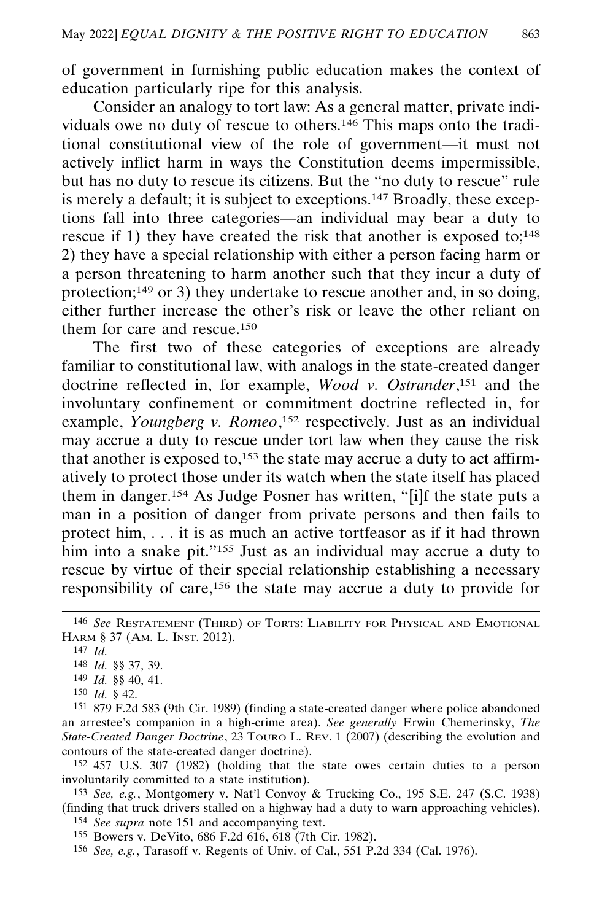of government in furnishing public education makes the context of education particularly ripe for this analysis.

Consider an analogy to tort law: As a general matter, private individuals owe no duty of rescue to others.[146] This maps onto the traditional constitutional view of the role of government—it must not actively inflict harm in ways the Constitution deems impermissible, but has no duty to rescue its citizens. But the "no duty to rescue" rule is merely a default; it is subject to exceptions.[147] Broadly, these exceptions fall into three categories—an individual may bear a duty to rescue if 1) they have created the risk that another is exposed to;[148] 2) they have a special relationship with either a person facing harm or a person threatening to harm another such that they incur a duty of protection;[149] or 3) they undertake to rescue another and, in so doing, either further increase the other's risk or leave the other reliant on them for care and rescue.[150]

The first two of these categories of exceptions are already familiar to constitutional law, with analogs in the state-created danger doctrine reflected in, for example, *Wood v. Ostrander*,[151] and the involuntary confinement or commitment doctrine reflected in, for example, *Youngberg v. Romeo*,[152] respectively. Just as an individual may accrue a duty to rescue under tort law when they cause the risk that another is exposed to,[153] the state may accrue a duty to act affirmatively to protect those under its watch when the state itself has placed them in danger.[154] As Judge Posner has written, "[i]f the state puts a man in a position of danger from private persons and then fails to protect him, . . . it is as much an active tortfeasor as if it had thrown him into a snake pit."[155] Just as an individual may accrue a duty to rescue by virtue of their special relationship establishing a necessary responsibility of care,[156] the state may accrue a duty to provide for

---

146 *See* Restatement (Third) of Torts: Liability for Physical and Emotional Harm § 37 (Am. L. Inst. 2012).

147 *Id.*

148 *Id.* §§ 37, 39.

149 *Id.* §§ 40, 41.

150 *Id.* § 42.

151 879 F.2d 583 (9th Cir. 1989) (finding a state-created danger where police abandoned an arrestee's companion in a high-crime area). *See generally* Erwin Chemerinsky, *The State-Created Danger Doctrine*, 23 Touro L. Rev. 1 (2007) (describing the evolution and contours of the state-created danger doctrine).

152 457 U.S. 307 (1982) (holding that the state owes certain duties to a person involuntarily committed to a state institution).

153 *See, e.g.*, Montgomery v. Nat'l Convoy & Trucking Co., 195 S.E. 247 (S.C. 1938) (finding that truck drivers stalled on a highway had a duty to warn approaching vehicles).

154 *See supra* note 151 and accompanying text.

155 Bowers v. DeVito, 686 F.2d 616, 618 (7th Cir. 1982).

156 *See, e.g.*, Tarasoff v. Regents of Univ. of Cal., 551 P.2d 334 (Cal. 1976).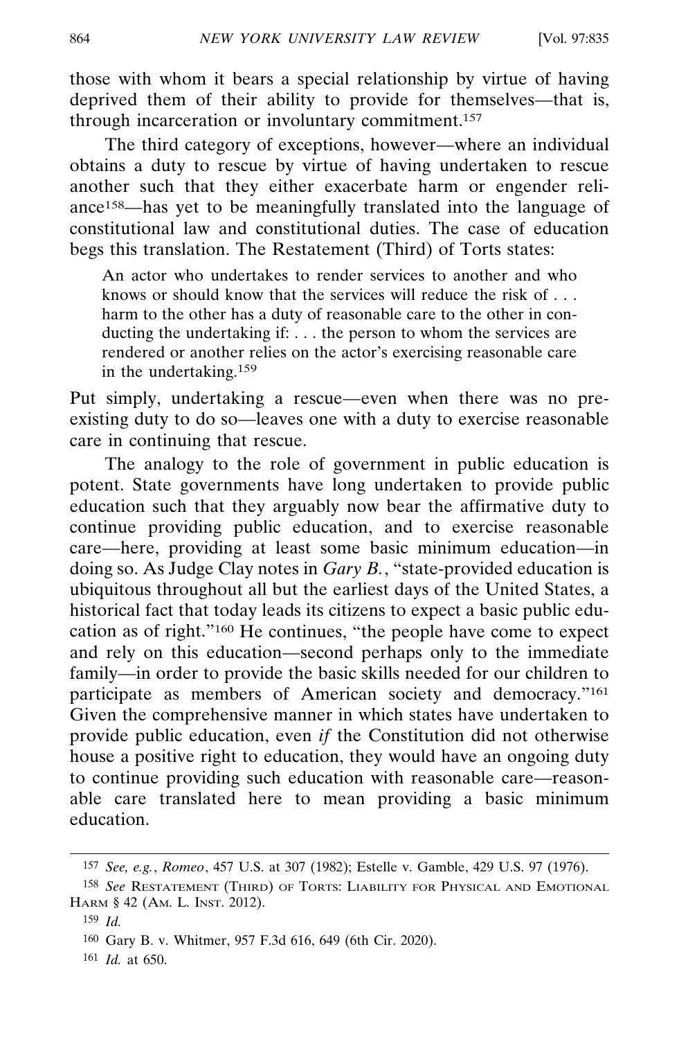those with whom it bears a special relationship by virtue of having deprived them of their ability to provide for themselves—that is, through incarceration or involuntary commitment.[157]

The third category of exceptions, however—where an individual obtains a duty to rescue by virtue of having undertaken to rescue another such that they either exacerbate harm or engender reliance[158]—has yet to be meaningfully translated into the language of constitutional law and constitutional duties. The case of education begs this translation. The Restatement (Third) of Torts states:

> An actor who undertakes to render services to another and who knows or should know that the services will reduce the risk of . . . harm to the other has a duty of reasonable care to the other in conducting the undertaking if: . . . the person to whom the services are rendered or another relies on the actor's exercising reasonable care in the undertaking.[159]

Put simply, undertaking a rescue—even when there was no preexisting duty to do so—leaves one with a duty to exercise reasonable care in continuing that rescue.

The analogy to the role of government in public education is potent. State governments have long undertaken to provide public education such that they arguably now bear the affirmative duty to continue providing public education, and to exercise reasonable care—here, providing at least some basic minimum education—in doing so. As Judge Clay notes in *Gary B.*, "state-provided education is ubiquitous throughout all but the earliest days of the United States, a historical fact that today leads its citizens to expect a basic public education as of right."[160] He continues, "the people have come to expect and rely on this education—second perhaps only to the immediate family—in order to provide the basic skills needed for our children to participate as members of American society and democracy."[161] Given the comprehensive manner in which states have undertaken to provide public education, even *if* the Constitution did not otherwise house a positive right to education, they would have an ongoing duty to continue providing such education with reasonable care—reasonable care translated here to mean providing a basic minimum education.

---

157 *See, e.g.*, *Romeo*, 457 U.S. at 307 (1982); Estelle v. Gamble, 429 U.S. 97 (1976).

158 *See* RESTATEMENT (THIRD) OF TORTS: LIABILITY FOR PHYSICAL AND EMOTIONAL HARM § 42 (AM. L. INST. 2012).

159 *Id.*

160 Gary B. v. Whitmer, 957 F.3d 616, 649 (6th Cir. 2020).

161 *Id.* at 650.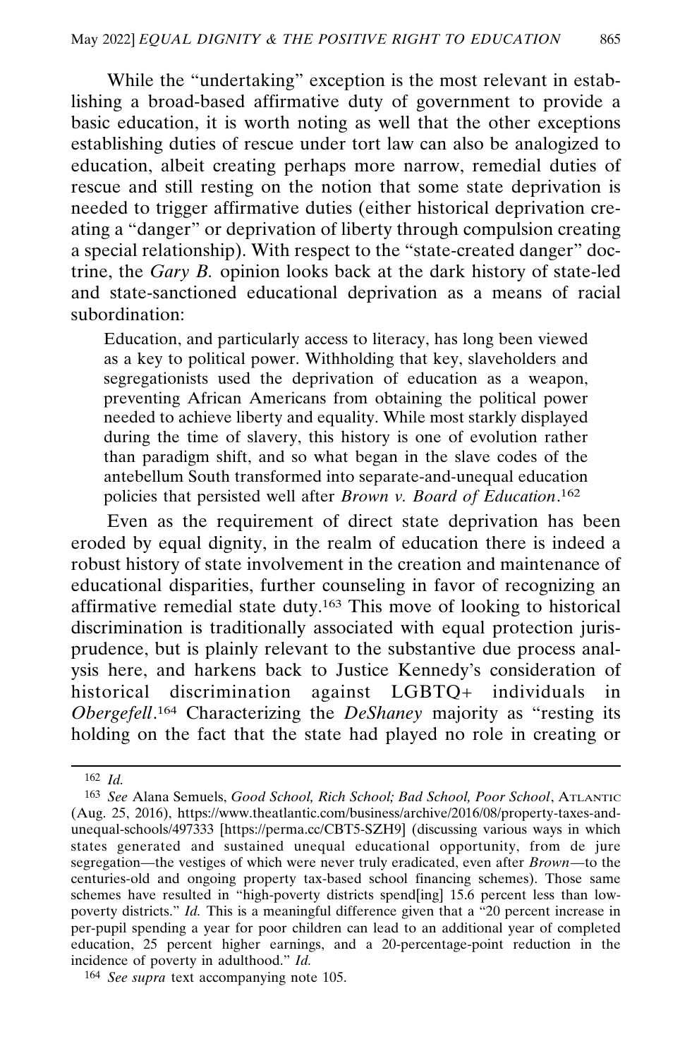While the "undertaking" exception is the most relevant in establishing a broad-based affirmative duty of government to provide a basic education, it is worth noting as well that the other exceptions establishing duties of rescue under tort law can also be analogized to education, albeit creating perhaps more narrow, remedial duties of rescue and still resting on the notion that some state deprivation is needed to trigger affirmative duties (either historical deprivation creating a "danger" or deprivation of liberty through compulsion creating a special relationship). With respect to the "state-created danger" doctrine, the *Gary B.* opinion looks back at the dark history of state-led and state-sanctioned educational deprivation as a means of racial subordination:

> Education, and particularly access to literacy, has long been viewed as a key to political power. Withholding that key, slaveholders and segregationists used the deprivation of education as a weapon, preventing African Americans from obtaining the political power needed to achieve liberty and equality. While most starkly displayed during the time of slavery, this history is one of evolution rather than paradigm shift, and so what began in the slave codes of the antebellum South transformed into separate-and-unequal education policies that persisted well after *Brown v. Board of Education*.[162]

Even as the requirement of direct state deprivation has been eroded by equal dignity, in the realm of education there is indeed a robust history of state involvement in the creation and maintenance of educational disparities, further counseling in favor of recognizing an affirmative remedial state duty.[163] This move of looking to historical discrimination is traditionally associated with equal protection jurisprudence, but is plainly relevant to the substantive due process analysis here, and harkens back to Justice Kennedy's consideration of historical discrimination against LGBTQ+ individuals in *Obergefell*.[164] Characterizing the *DeShaney* majority as "resting its holding on the fact that the state had played no role in creating or

---

[162] *Id.*

[163] *See* Alana Semuels, *Good School, Rich School; Bad School, Poor School*, ATLANTIC (Aug. 25, 2016), https://www.theatlantic.com/business/archive/2016/08/property-taxes-and-unequal-schools/497333 [https://perma.cc/CBT5-SZH9] (discussing various ways in which states generated and sustained unequal educational opportunity, from de jure segregation—the vestiges of which were never truly eradicated, even after *Brown*—to the centuries-old and ongoing property tax-based school financing schemes). Those same schemes have resulted in "high-poverty districts spend[ing] 15.6 percent less than low-poverty districts." *Id.* This is a meaningful difference given that a "20 percent increase in per-pupil spending a year for poor children can lead to an additional year of completed education, 25 percent higher earnings, and a 20-percentage-point reduction in the incidence of poverty in adulthood." *Id.*

[164] *See supra* text accompanying note 105.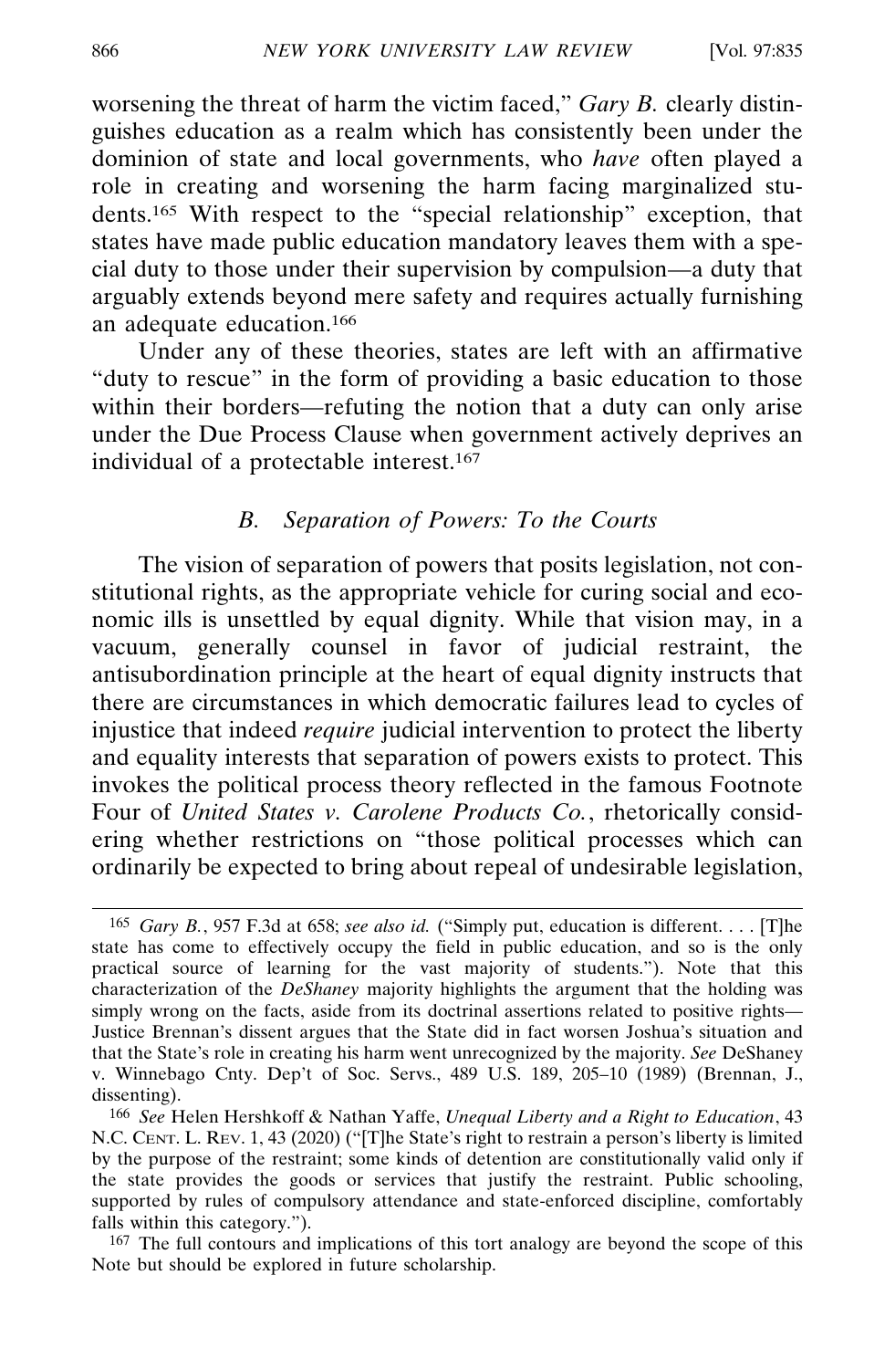worsening the threat of harm the victim faced," *Gary B.* clearly distinguishes education as a realm which has consistently been under the dominion of state and local governments, who *have* often played a role in creating and worsening the harm facing marginalized students.[165] With respect to the "special relationship" exception, that states have made public education mandatory leaves them with a special duty to those under their supervision by compulsion—a duty that arguably extends beyond mere safety and requires actually furnishing an adequate education.[166]

Under any of these theories, states are left with an affirmative "duty to rescue" in the form of providing a basic education to those within their borders—refuting the notion that a duty can only arise under the Due Process Clause when government actively deprives an individual of a protectable interest.[167]

### *B. Separation of Powers: To the Courts*

The vision of separation of powers that posits legislation, not constitutional rights, as the appropriate vehicle for curing social and economic ills is unsettled by equal dignity. While that vision may, in a vacuum, generally counsel in favor of judicial restraint, the antisubordination principle at the heart of equal dignity instructs that there are circumstances in which democratic failures lead to cycles of injustice that indeed *require* judicial intervention to protect the liberty and equality interests that separation of powers exists to protect. This invokes the political process theory reflected in the famous Footnote Four of *United States v. Carolene Products Co.*, rhetorically considering whether restrictions on "those political processes which can ordinarily be expected to bring about repeal of undesirable legislation,

---

[165] *Gary B.*, 957 F.3d at 658; *see also id.* ("Simply put, education is different. . . . [T]he state has come to effectively occupy the field in public education, and so is the only practical source of learning for the vast majority of students."). Note that this characterization of the *DeShaney* majority highlights the argument that the holding was simply wrong on the facts, aside from its doctrinal assertions related to positive rights—Justice Brennan's dissent argues that the State did in fact worsen Joshua's situation and that the State's role in creating his harm went unrecognized by the majority. *See* DeShaney v. Winnebago Cnty. Dep't of Soc. Servs., 489 U.S. 189, 205–10 (1989) (Brennan, J., dissenting).

[166] *See* Helen Hershkoff & Nathan Yaffe, *Unequal Liberty and a Right to Education*, 43 N.C. CENT. L. REV. 1, 43 (2020) ("[T]he State's right to restrain a person's liberty is limited by the purpose of the restraint; some kinds of detention are constitutionally valid only if the state provides the goods or services that justify the restraint. Public schooling, supported by rules of compulsory attendance and state-enforced discipline, comfortably falls within this category.").

[167] The full contours and implications of this tort analogy are beyond the scope of this Note but should be explored in future scholarship.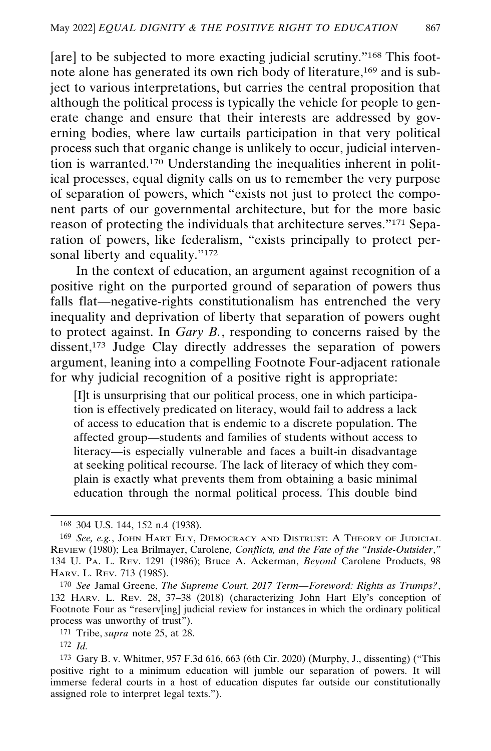[are] to be subjected to more exacting judicial scrutiny."[168] This footnote alone has generated its own rich body of literature,[169] and is subject to various interpretations, but carries the central proposition that although the political process is typically the vehicle for people to generate change and ensure that their interests are addressed by governing bodies, where law curtails participation in that very political process such that organic change is unlikely to occur, judicial intervention is warranted.[170] Understanding the inequalities inherent in political processes, equal dignity calls on us to remember the very purpose of separation of powers, which "exists not just to protect the component parts of our governmental architecture, but for the more basic reason of protecting the individuals that architecture serves."[171] Separation of powers, like federalism, "exists principally to protect personal liberty and equality."[172]

In the context of education, an argument against recognition of a positive right on the purported ground of separation of powers thus falls flat—negative-rights constitutionalism has entrenched the very inequality and deprivation of liberty that separation of powers ought to protect against. In *Gary B.*, responding to concerns raised by the dissent,[173] Judge Clay directly addresses the separation of powers argument, leaning into a compelling Footnote Four-adjacent rationale for why judicial recognition of a positive right is appropriate:

> [I]t is unsurprising that our political process, one in which participation is effectively predicated on literacy, would fail to address a lack of access to education that is endemic to a discrete population. The affected group—students and families of students without access to literacy—is especially vulnerable and faces a built-in disadvantage at seeking political recourse. The lack of literacy of which they complain is exactly what prevents them from obtaining a basic minimal education through the normal political process. This double bind

---

168 304 U.S. 144, 152 n.4 (1938).

169 *See, e.g.*, John Hart Ely, Democracy and Distrust: A Theory of Judicial Review (1980); Lea Brilmayer, Carolene*, Conflicts, and the Fate of the "Inside-Outsider*,*"* 134 U. Pa. L. Rev. 1291 (1986); Bruce A. Ackerman, *Beyond* Carolene Products, 98 Harv. L. Rev. 713 (1985).

170 *See* Jamal Greene, *The Supreme Court, 2017 Term—Foreword: Rights as Trumps?*, 132 Harv. L. Rev. 28, 37–38 (2018) (characterizing John Hart Ely's conception of Footnote Four as "reserv[ing] judicial review for instances in which the ordinary political process was unworthy of trust").

171 Tribe, *supra* note 25, at 28.

172 *Id.*

173 Gary B. v. Whitmer, 957 F.3d 616, 663 (6th Cir. 2020) (Murphy, J., dissenting) ("This positive right to a minimum education will jumble our separation of powers. It will immerse federal courts in a host of education disputes far outside our constitutionally assigned role to interpret legal texts.").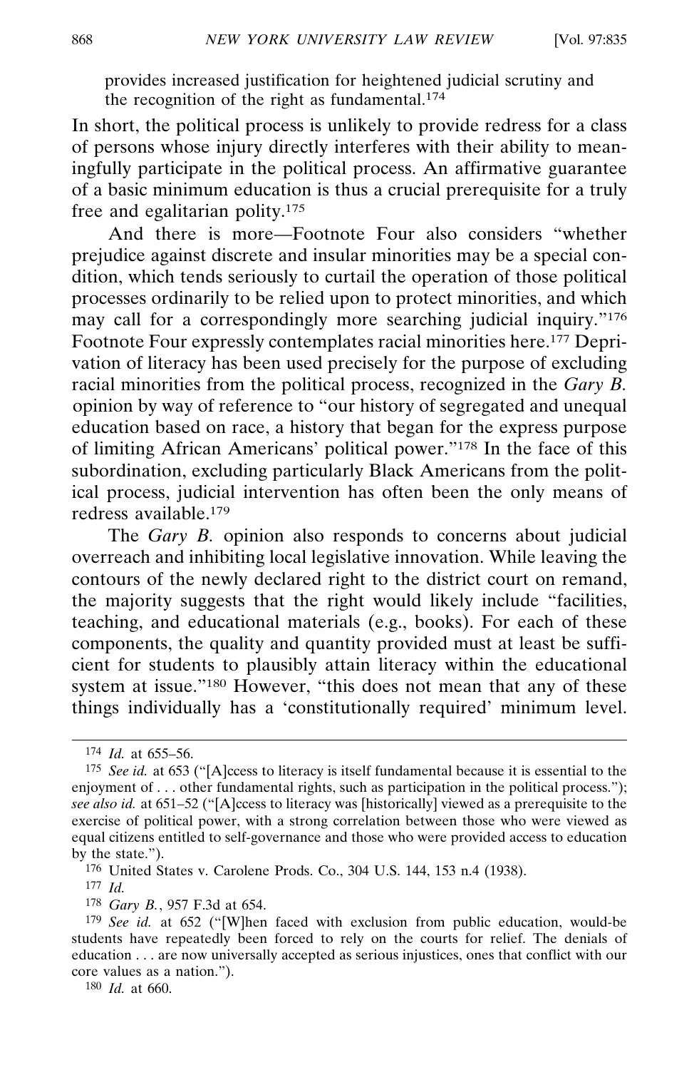provides increased justification for heightened judicial scrutiny and the recognition of the right as fundamental.[174]

In short, the political process is unlikely to provide redress for a class of persons whose injury directly interferes with their ability to meaningfully participate in the political process. An affirmative guarantee of a basic minimum education is thus a crucial prerequisite for a truly free and egalitarian polity.[175]

And there is more—Footnote Four also considers "whether prejudice against discrete and insular minorities may be a special condition, which tends seriously to curtail the operation of those political processes ordinarily to be relied upon to protect minorities, and which may call for a correspondingly more searching judicial inquiry."[176] Footnote Four expressly contemplates racial minorities here.[177] Deprivation of literacy has been used precisely for the purpose of excluding racial minorities from the political process, recognized in the *Gary B.* opinion by way of reference to "our history of segregated and unequal education based on race, a history that began for the express purpose of limiting African Americans' political power."[178] In the face of this subordination, excluding particularly Black Americans from the political process, judicial intervention has often been the only means of redress available.[179]

The *Gary B.* opinion also responds to concerns about judicial overreach and inhibiting local legislative innovation. While leaving the contours of the newly declared right to the district court on remand, the majority suggests that the right would likely include "facilities, teaching, and educational materials (e.g., books). For each of these components, the quality and quantity provided must at least be sufficient for students to plausibly attain literacy within the educational system at issue."[180] However, "this does not mean that any of these things individually has a 'constitutionally required' minimum level.

---

[174] *Id.* at 655–56.

[175] *See id.* at 653 ("[A]ccess to literacy is itself fundamental because it is essential to the enjoyment of . . . other fundamental rights, such as participation in the political process."); *see also id.* at 651–52 ("[A]ccess to literacy was [historically] viewed as a prerequisite to the exercise of political power, with a strong correlation between those who were viewed as equal citizens entitled to self-governance and those who were provided access to education by the state.").

[176] United States v. Carolene Prods. Co., 304 U.S. 144, 153 n.4 (1938).

[177] *Id.*

[178] *Gary B.*, 957 F.3d at 654.

[179] *See id.* at 652 ("[W]hen faced with exclusion from public education, would-be students have repeatedly been forced to rely on the courts for relief. The denials of education . . . are now universally accepted as serious injustices, ones that conflict with our core values as a nation.").

[180] *Id.* at 660.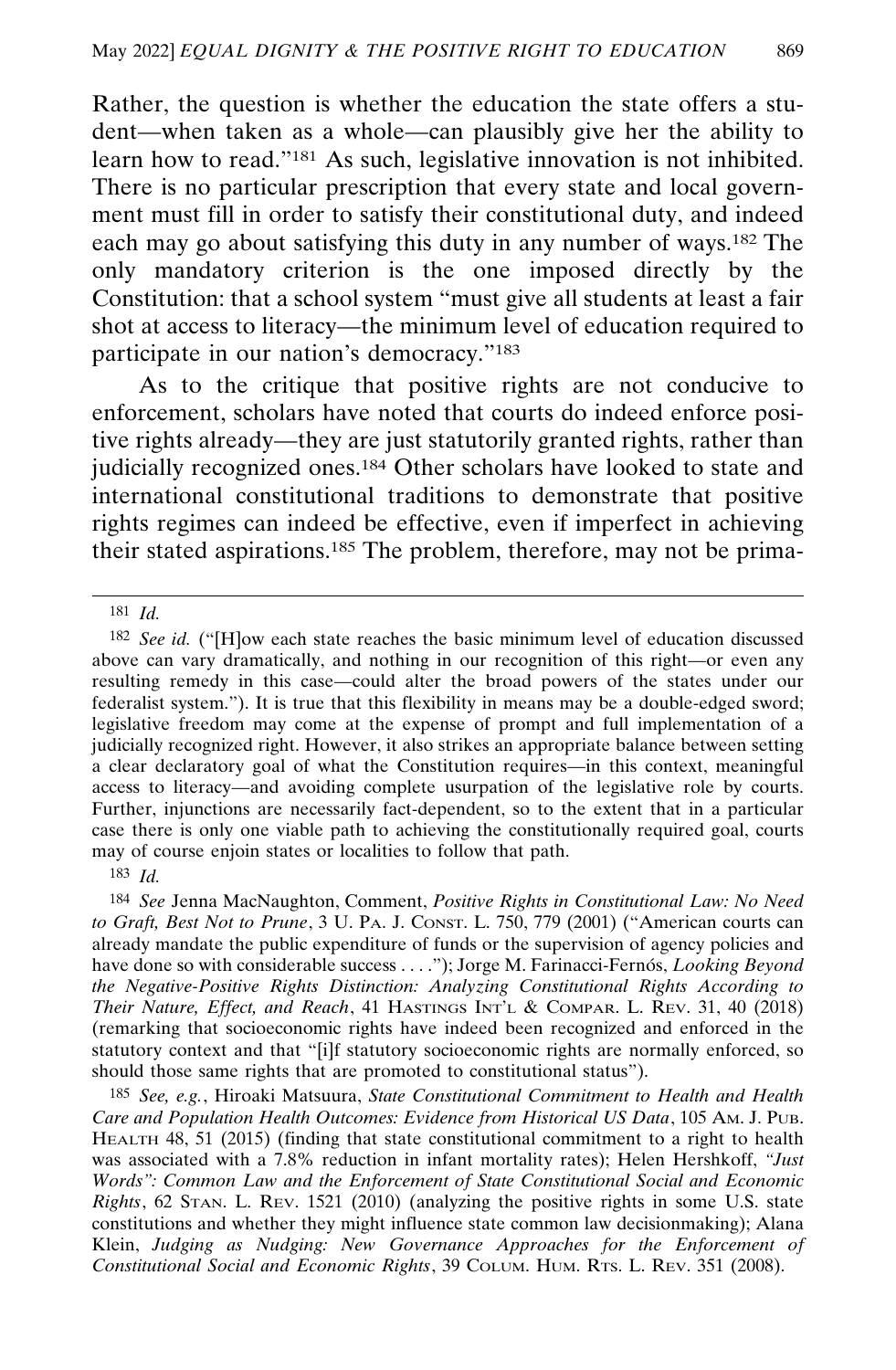Rather, the question is whether the education the state offers a student—when taken as a whole—can plausibly give her the ability to learn how to read."[181] As such, legislative innovation is not inhibited. There is no particular prescription that every state and local government must fill in order to satisfy their constitutional duty, and indeed each may go about satisfying this duty in any number of ways.[182] The only mandatory criterion is the one imposed directly by the Constitution: that a school system "must give all students at least a fair shot at access to literacy—the minimum level of education required to participate in our nation's democracy."[183]

As to the critique that positive rights are not conducive to enforcement, scholars have noted that courts do indeed enforce positive rights already—they are just statutorily granted rights, rather than judicially recognized ones.[184] Other scholars have looked to state and international constitutional traditions to demonstrate that positive rights regimes can indeed be effective, even if imperfect in achieving their stated aspirations.[185] The problem, therefore, may not be prima-

---

181 *Id.*

182 *See id.* ("[H]ow each state reaches the basic minimum level of education discussed above can vary dramatically, and nothing in our recognition of this right—or even any resulting remedy in this case—could alter the broad powers of the states under our federalist system."). It is true that this flexibility in means may be a double-edged sword; legislative freedom may come at the expense of prompt and full implementation of a judicially recognized right. However, it also strikes an appropriate balance between setting a clear declaratory goal of what the Constitution requires—in this context, meaningful access to literacy—and avoiding complete usurpation of the legislative role by courts. Further, injunctions are necessarily fact-dependent, so to the extent that in a particular case there is only one viable path to achieving the constitutionally required goal, courts may of course enjoin states or localities to follow that path.

183 *Id.*

184 *See* Jenna MacNaughton, Comment, *Positive Rights in Constitutional Law: No Need to Graft, Best Not to Prune*, 3 U. PA. J. CONST. L. 750, 779 (2001) ("American courts can already mandate the public expenditure of funds or the supervision of agency policies and have done so with considerable success . . . ."); Jorge M. Farinacci-Fernós, *Looking Beyond the Negative-Positive Rights Distinction: Analyzing Constitutional Rights According to Their Nature, Effect, and Reach*, 41 HASTINGS INT'L & COMPAR. L. REV. 31, 40 (2018) (remarking that socioeconomic rights have indeed been recognized and enforced in the statutory context and that "[i]f statutory socioeconomic rights are normally enforced, so should those same rights that are promoted to constitutional status").

185 *See, e.g.*, Hiroaki Matsuura, *State Constitutional Commitment to Health and Health Care and Population Health Outcomes: Evidence from Historical US Data*, 105 AM. J. PUB. HEALTH 48, 51 (2015) (finding that state constitutional commitment to a right to health was associated with a 7.8% reduction in infant mortality rates); Helen Hershkoff, *"Just Words": Common Law and the Enforcement of State Constitutional Social and Economic Rights*, 62 STAN. L. REV. 1521 (2010) (analyzing the positive rights in some U.S. state constitutions and whether they might influence state common law decisionmaking); Alana Klein, *Judging as Nudging: New Governance Approaches for the Enforcement of Constitutional Social and Economic Rights*, 39 COLUM. HUM. RTS. L. REV. 351 (2008).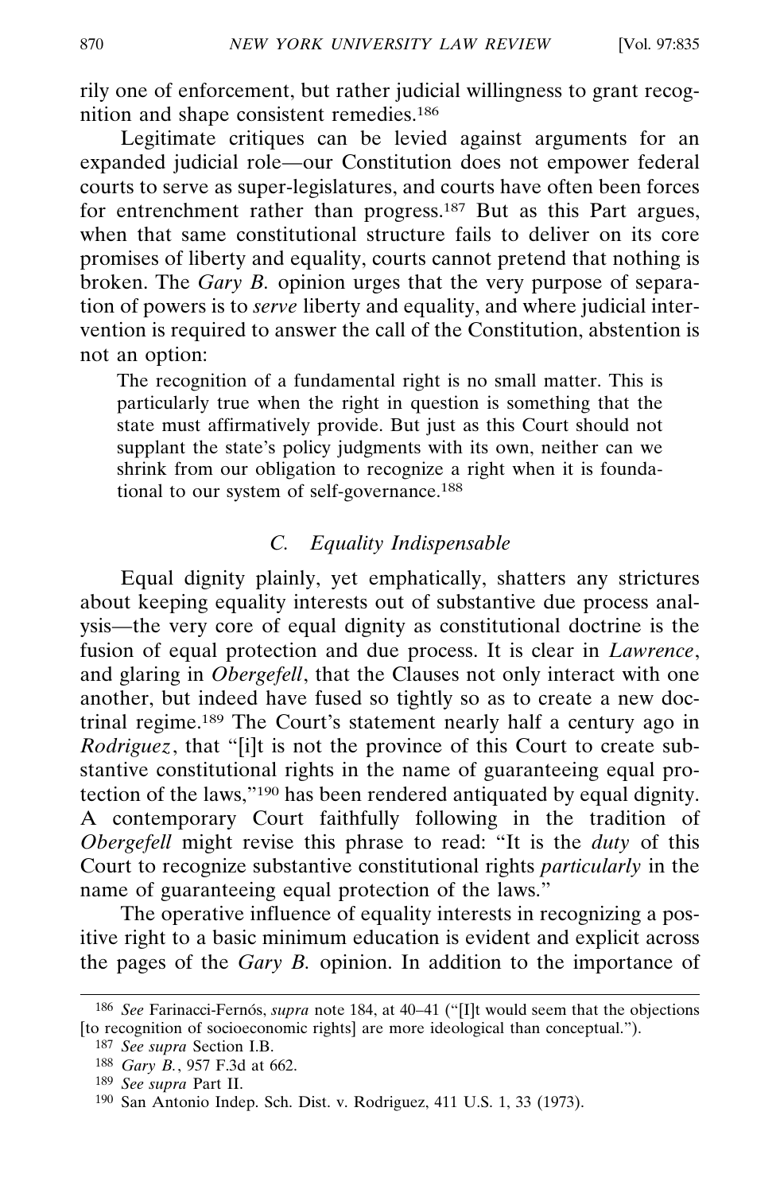rily one of enforcement, but rather judicial willingness to grant recognition and shape consistent remedies.[186]

Legitimate critiques can be levied against arguments for an expanded judicial role—our Constitution does not empower federal courts to serve as super-legislatures, and courts have often been forces for entrenchment rather than progress.[187] But as this Part argues, when that same constitutional structure fails to deliver on its core promises of liberty and equality, courts cannot pretend that nothing is broken. The *Gary B.* opinion urges that the very purpose of separation of powers is to *serve* liberty and equality, and where judicial intervention is required to answer the call of the Constitution, abstention is not an option:

> The recognition of a fundamental right is no small matter. This is particularly true when the right in question is something that the state must affirmatively provide. But just as this Court should not supplant the state's policy judgments with its own, neither can we shrink from our obligation to recognize a right when it is foundational to our system of self-governance.[188]

### *C. Equality Indispensable*

Equal dignity plainly, yet emphatically, shatters any strictures about keeping equality interests out of substantive due process analysis—the very core of equal dignity as constitutional doctrine is the fusion of equal protection and due process. It is clear in *Lawrence*, and glaring in *Obergefell*, that the Clauses not only interact with one another, but indeed have fused so tightly so as to create a new doctrinal regime.[189] The Court's statement nearly half a century ago in *Rodriguez*, that "[i]t is not the province of this Court to create substantive constitutional rights in the name of guaranteeing equal protection of the laws,"[190] has been rendered antiquated by equal dignity. A contemporary Court faithfully following in the tradition of *Obergefell* might revise this phrase to read: "It is the *duty* of this Court to recognize substantive constitutional rights *particularly* in the name of guaranteeing equal protection of the laws."

The operative influence of equality interests in recognizing a positive right to a basic minimum education is evident and explicit across the pages of the *Gary B.* opinion. In addition to the importance of

---

[186] *See* Farinacci-Fernós, *supra* note 184, at 40–41 ("[I]t would seem that the objections [to recognition of socioeconomic rights] are more ideological than conceptual.").

[187] *See supra* Section I.B.

[188] *Gary B.*, 957 F.3d at 662.

[189] *See supra* Part II.

[190] San Antonio Indep. Sch. Dist. v. Rodriguez, 411 U.S. 1, 33 (1973).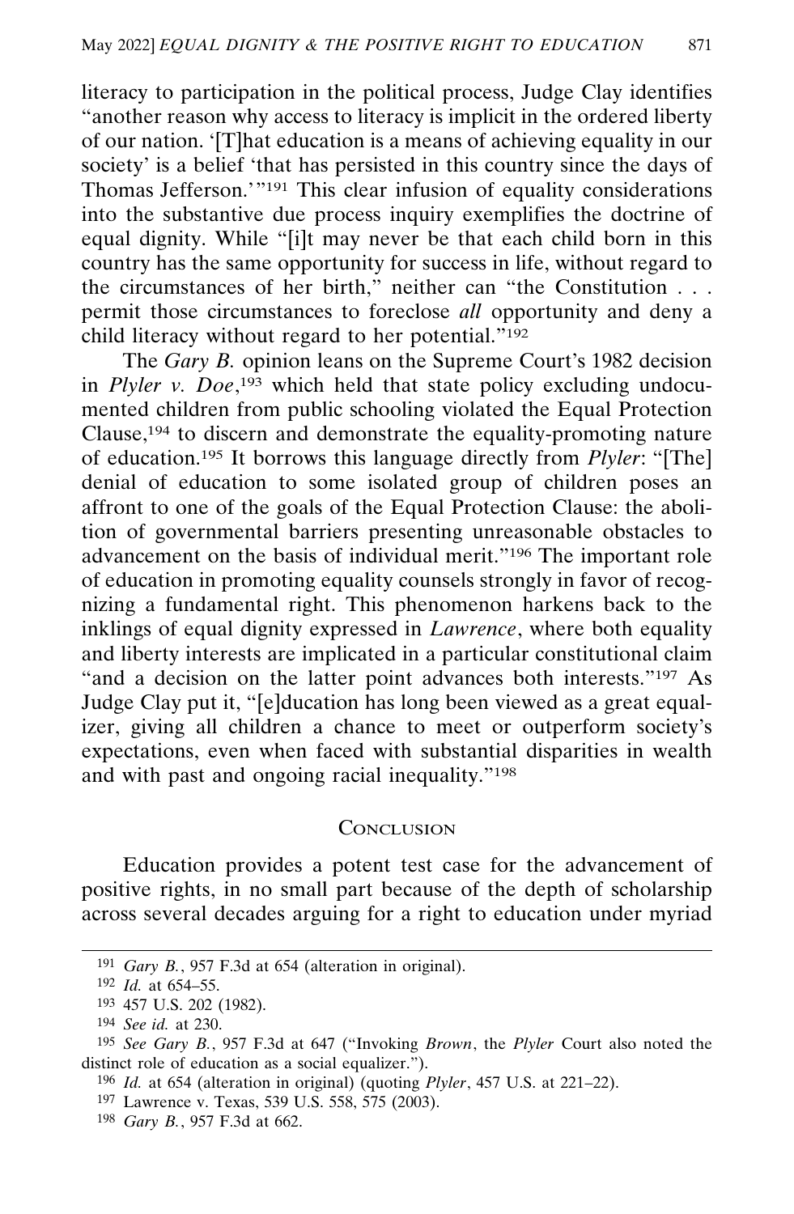literacy to participation in the political process, Judge Clay identifies "another reason why access to literacy is implicit in the ordered liberty of our nation. '[T]hat education is a means of achieving equality in our society' is a belief 'that has persisted in this country since the days of Thomas Jefferson.'"[191] This clear infusion of equality considerations into the substantive due process inquiry exemplifies the doctrine of equal dignity. While "[i]t may never be that each child born in this country has the same opportunity for success in life, without regard to the circumstances of her birth," neither can "the Constitution . . . permit those circumstances to foreclose *all* opportunity and deny a child literacy without regard to her potential."[192]

The *Gary B.* opinion leans on the Supreme Court's 1982 decision in *Plyler v. Doe*,[193] which held that state policy excluding undocumented children from public schooling violated the Equal Protection Clause,[194] to discern and demonstrate the equality-promoting nature of education.[195] It borrows this language directly from *Plyler*: "[The] denial of education to some isolated group of children poses an affront to one of the goals of the Equal Protection Clause: the abolition of governmental barriers presenting unreasonable obstacles to advancement on the basis of individual merit."[196] The important role of education in promoting equality counsels strongly in favor of recognizing a fundamental right. This phenomenon harkens back to the inklings of equal dignity expressed in *Lawrence*, where both equality and liberty interests are implicated in a particular constitutional claim "and a decision on the latter point advances both interests."[197] As Judge Clay put it, "[e]ducation has long been viewed as a great equalizer, giving all children a chance to meet or outperform society's expectations, even when faced with substantial disparities in wealth and with past and ongoing racial inequality."[198]

## Conclusion

Education provides a potent test case for the advancement of positive rights, in no small part because of the depth of scholarship across several decades arguing for a right to education under myriad

---

[191] *Gary B.*, 957 F.3d at 654 (alteration in original).

[192] *Id.* at 654–55.

[193] 457 U.S. 202 (1982).

[194] *See id.* at 230.

[195] *See Gary B.*, 957 F.3d at 647 ("Invoking *Brown*, the *Plyler* Court also noted the distinct role of education as a social equalizer.").

[196] *Id.* at 654 (alteration in original) (quoting *Plyler*, 457 U.S. at 221–22).

[197] Lawrence v. Texas, 539 U.S. 558, 575 (2003).

[198] *Gary B.*, 957 F.3d at 662.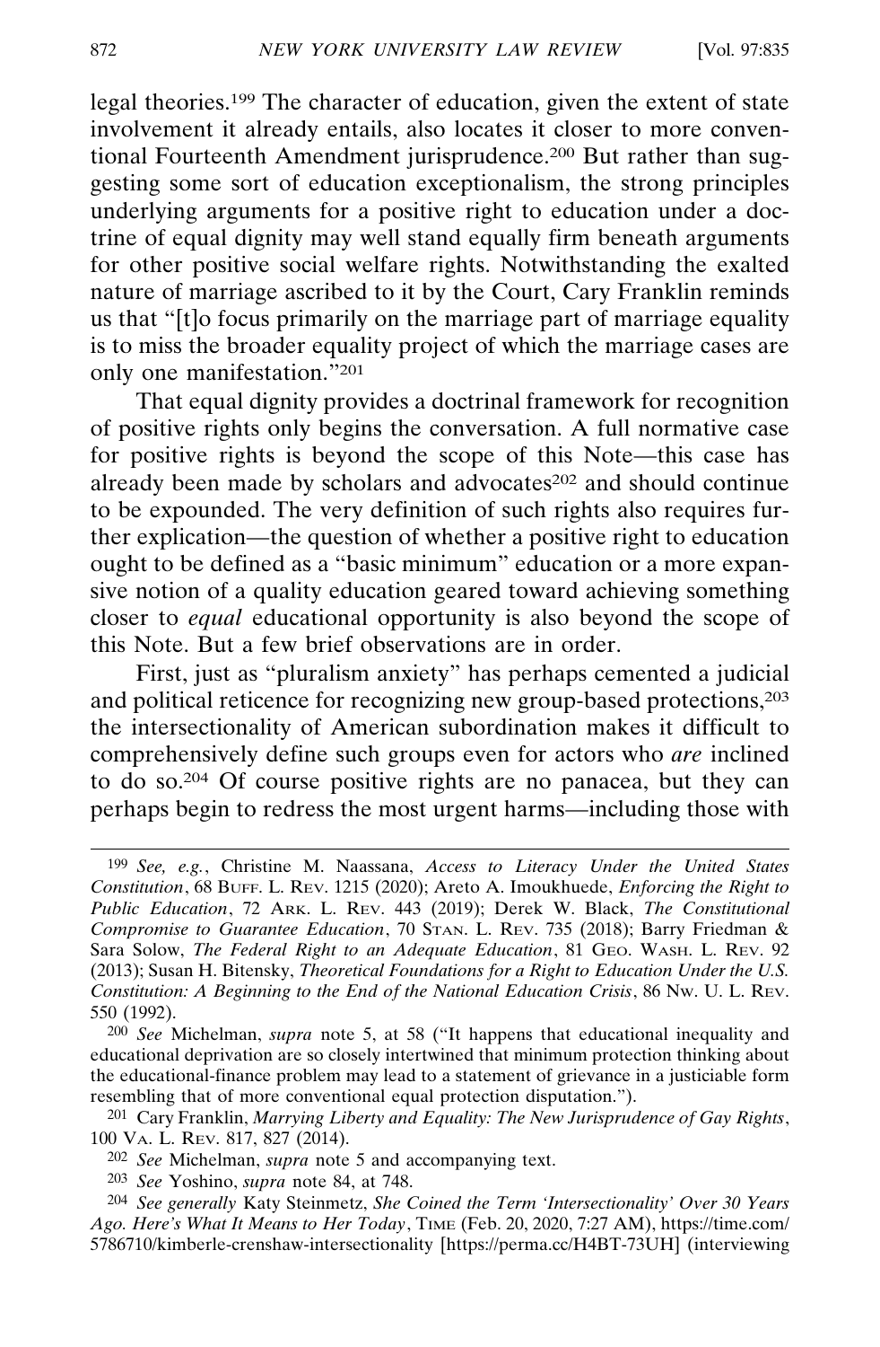legal theories.[199] The character of education, given the extent of state involvement it already entails, also locates it closer to more conventional Fourteenth Amendment jurisprudence.[200] But rather than suggesting some sort of education exceptionalism, the strong principles underlying arguments for a positive right to education under a doctrine of equal dignity may well stand equally firm beneath arguments for other positive social welfare rights. Notwithstanding the exalted nature of marriage ascribed to it by the Court, Cary Franklin reminds us that "[t]o focus primarily on the marriage part of marriage equality is to miss the broader equality project of which the marriage cases are only one manifestation."[201]

That equal dignity provides a doctrinal framework for recognition of positive rights only begins the conversation. A full normative case for positive rights is beyond the scope of this Note—this case has already been made by scholars and advocates[202] and should continue to be expounded. The very definition of such rights also requires further explication—the question of whether a positive right to education ought to be defined as a "basic minimum" education or a more expansive notion of a quality education geared toward achieving something closer to *equal* educational opportunity is also beyond the scope of this Note. But a few brief observations are in order.

First, just as "pluralism anxiety" has perhaps cemented a judicial and political reticence for recognizing new group-based protections,[203] the intersectionality of American subordination makes it difficult to comprehensively define such groups even for actors who *are* inclined to do so.[204] Of course positive rights are no panacea, but they can perhaps begin to redress the most urgent harms—including those with

---

[199] *See, e.g.*, Christine M. Naassana, *Access to Literacy Under the United States Constitution*, 68 BUFF. L. REV. 1215 (2020); Areto A. Imoukhuede, *Enforcing the Right to Public Education*, 72 ARK. L. REV. 443 (2019); Derek W. Black, *The Constitutional Compromise to Guarantee Education*, 70 STAN. L. REV. 735 (2018); Barry Friedman & Sara Solow, *The Federal Right to an Adequate Education*, 81 GEO. WASH. L. REV. 92 (2013); Susan H. Bitensky, *Theoretical Foundations for a Right to Education Under the U.S. Constitution: A Beginning to the End of the National Education Crisis*, 86 NW. U. L. REV. 550 (1992).

[200] *See* Michelman, *supra* note 5, at 58 ("It happens that educational inequality and educational deprivation are so closely intertwined that minimum protection thinking about the educational-finance problem may lead to a statement of grievance in a justiciable form resembling that of more conventional equal protection disputation.").

[201] Cary Franklin, *Marrying Liberty and Equality: The New Jurisprudence of Gay Rights*, 100 VA. L. REV. 817, 827 (2014).

[202] *See* Michelman, *supra* note 5 and accompanying text.

[203] *See* Yoshino, *supra* note 84, at 748.

[204] *See generally* Katy Steinmetz, *She Coined the Term 'Intersectionality' Over 30 Years Ago. Here's What It Means to Her Today*, TIME (Feb. 20, 2020, 7:27 AM), https://time.com/5786710/kimberle-crenshaw-intersectionality [https://perma.cc/H4BT-73UH] (interviewing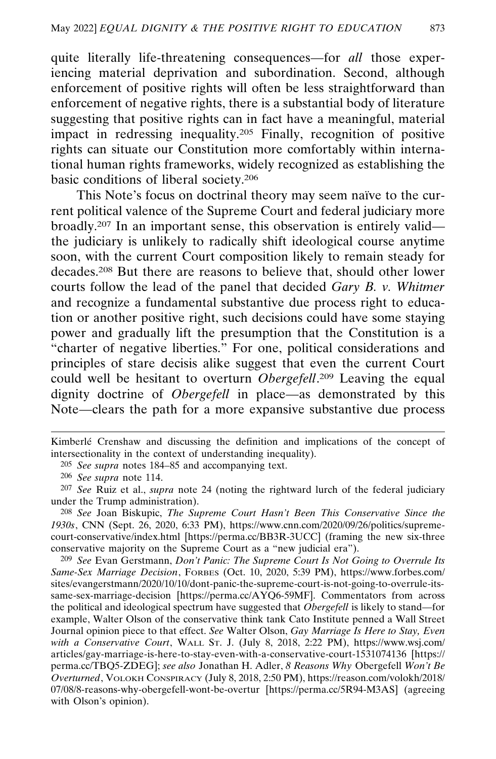quite literally life-threatening consequences—for *all* those experiencing material deprivation and subordination. Second, although enforcement of positive rights will often be less straightforward than enforcement of negative rights, there is a substantial body of literature suggesting that positive rights can in fact have a meaningful, material impact in redressing inequality.[205] Finally, recognition of positive rights can situate our Constitution more comfortably within international human rights frameworks, widely recognized as establishing the basic conditions of liberal society.[206]

This Note's focus on doctrinal theory may seem naïve to the current political valence of the Supreme Court and federal judiciary more broadly.[207] In an important sense, this observation is entirely valid—the judiciary is unlikely to radically shift ideological course anytime soon, with the current Court composition likely to remain steady for decades.[208] But there are reasons to believe that, should other lower courts follow the lead of the panel that decided *Gary B. v. Whitmer* and recognize a fundamental substantive due process right to education or another positive right, such decisions could have some staying power and gradually lift the presumption that the Constitution is a "charter of negative liberties." For one, political considerations and principles of stare decisis alike suggest that even the current Court could well be hesitant to overturn *Obergefell*.[209] Leaving the equal dignity doctrine of *Obergefell* in place—as demonstrated by this Note—clears the path for a more expansive substantive due process

---

Kimberlé Crenshaw and discussing the definition and implications of the concept of intersectionality in the context of understanding inequality).

[205] *See supra* notes 184–85 and accompanying text.

[206] *See supra* note 114.

[207] *See* Ruiz et al., *supra* note 24 (noting the rightward lurch of the federal judiciary under the Trump administration).

[208] *See* Joan Biskupic, *The Supreme Court Hasn't Been This Conservative Since the 1930s*, CNN (Sept. 26, 2020, 6:33 PM), https://www.cnn.com/2020/09/26/politics/supreme-court-conservative/index.html [https://perma.cc/BB3R-3UCC] (framing the new six-three conservative majority on the Supreme Court as a "new judicial era").

[209] *See* Evan Gerstmann, *Don't Panic: The Supreme Court Is Not Going to Overrule Its Same-Sex Marriage Decision*, FORBES (Oct. 10, 2020, 5:39 PM), https://www.forbes.com/sites/evangerstmann/2020/10/10/dont-panic-the-supreme-court-is-not-going-to-overrule-its-same-sex-marriage-decision [https://perma.cc/AYQ6-59MF]. Commentators from across the political and ideological spectrum have suggested that *Obergefell* is likely to stand—for example, Walter Olson of the conservative think tank Cato Institute penned a Wall Street Journal opinion piece to that effect. *See* Walter Olson, *Gay Marriage Is Here to Stay, Even with a Conservative Court*, WALL ST. J. (July 8, 2018, 2:22 PM), https://www.wsj.com/articles/gay-marriage-is-here-to-stay-even-with-a-conservative-court-1531074136 [https://perma.cc/TBQ5-ZDEG]; *see also* Jonathan H. Adler, *8 Reasons Why* Obergefell *Won't Be Overturned*, VOLOKH CONSPIRACY (July 8, 2018, 2:50 PM), https://reason.com/volokh/2018/07/08/8-reasons-why-obergefell-wont-be-overtur [https://perma.cc/5R94-M3AS] (agreeing with Olson's opinion).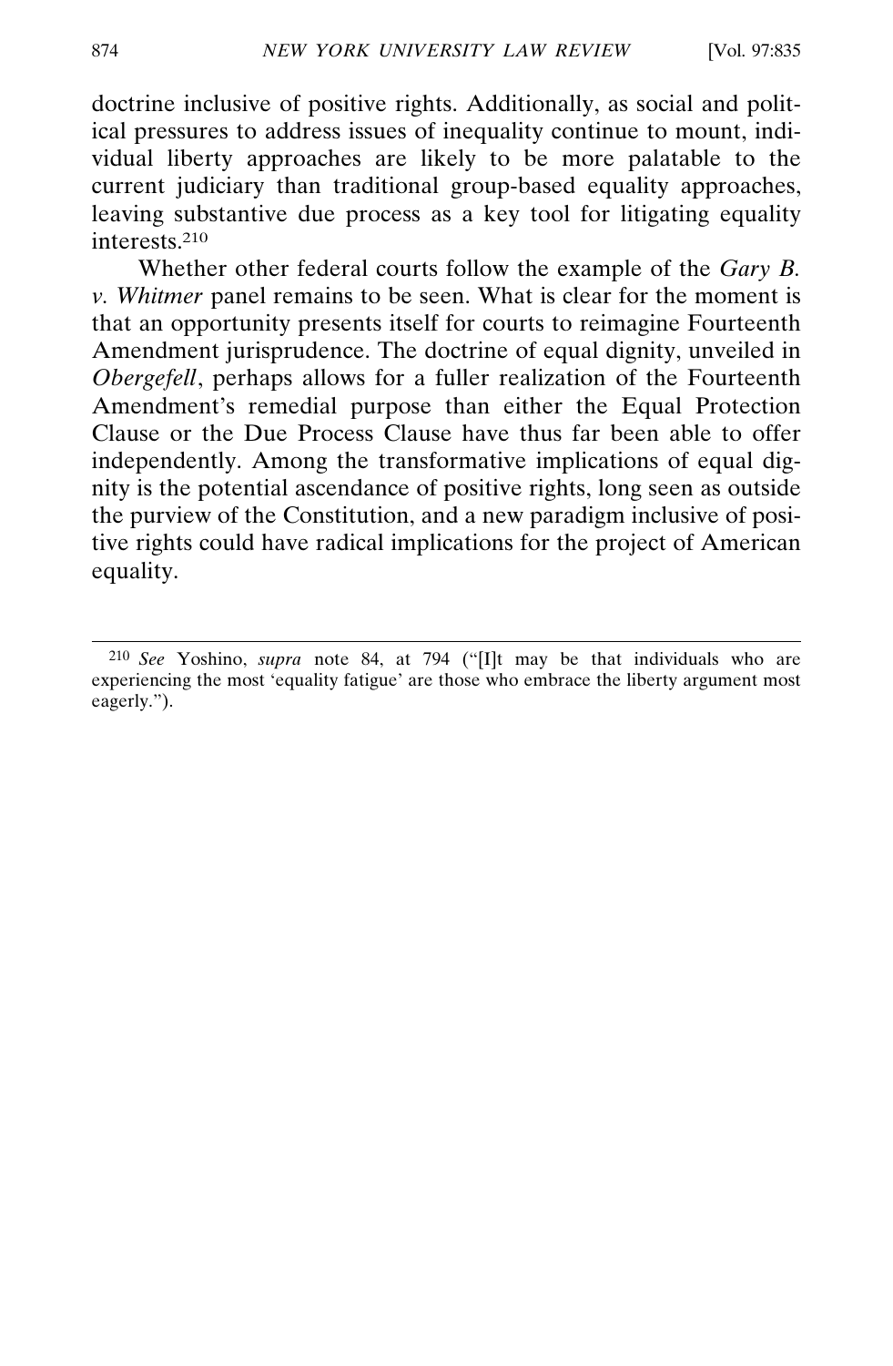doctrine inclusive of positive rights. Additionally, as social and political pressures to address issues of inequality continue to mount, individual liberty approaches are likely to be more palatable to the current judiciary than traditional group-based equality approaches, leaving substantive due process as a key tool for litigating equality interests.[210]

Whether other federal courts follow the example of the *Gary B. v. Whitmer* panel remains to be seen. What is clear for the moment is that an opportunity presents itself for courts to reimagine Fourteenth Amendment jurisprudence. The doctrine of equal dignity, unveiled in *Obergefell*, perhaps allows for a fuller realization of the Fourteenth Amendment's remedial purpose than either the Equal Protection Clause or the Due Process Clause have thus far been able to offer independently. Among the transformative implications of equal dignity is the potential ascendance of positive rights, long seen as outside the purview of the Constitution, and a new paradigm inclusive of positive rights could have radical implications for the project of American equality.

---

[210] *See* Yoshino, *supra* note 84, at 794 ("[I]t may be that individuals who are experiencing the most 'equality fatigue' are those who embrace the liberty argument most eagerly.").